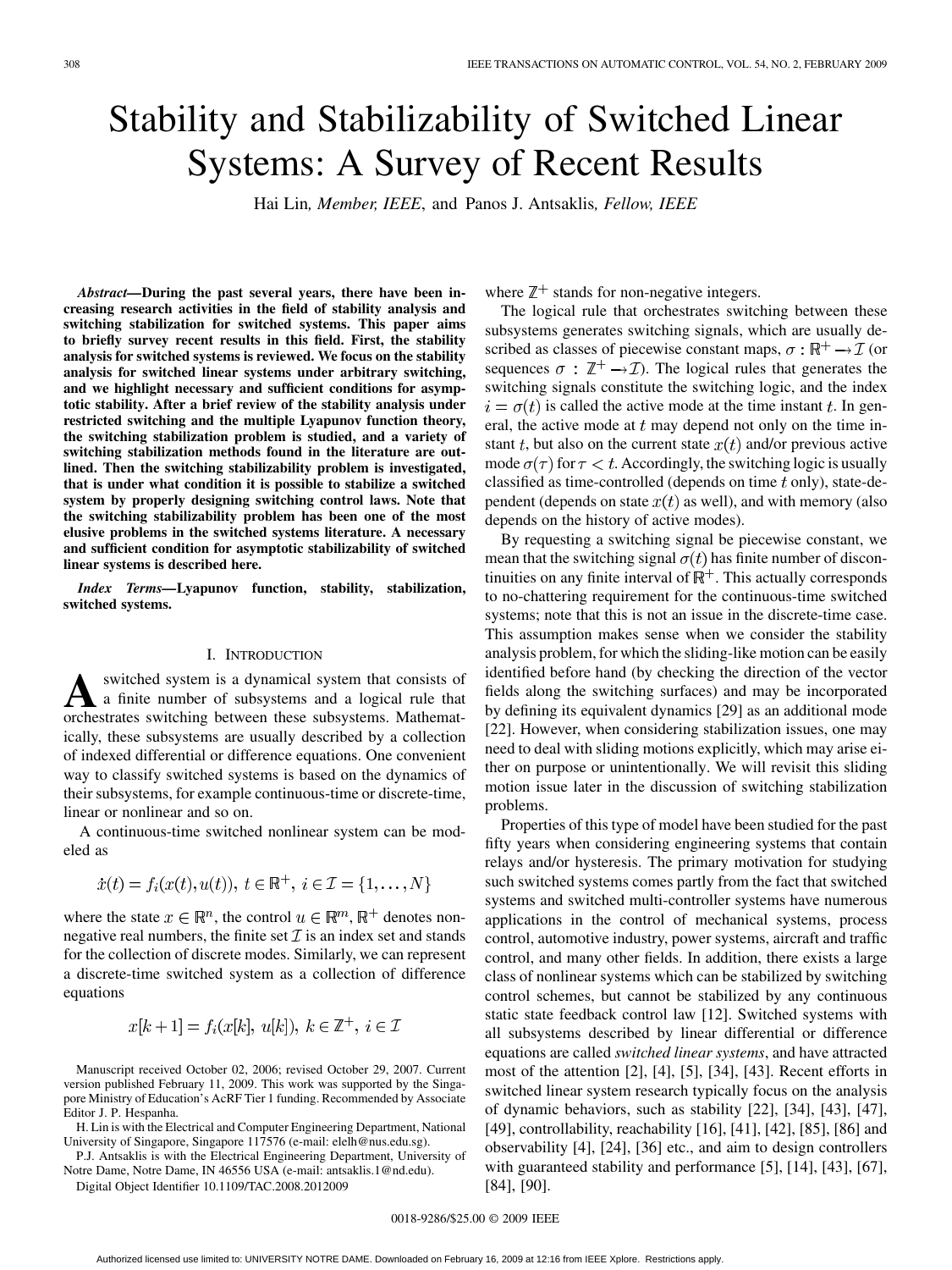# Stability and Stabilizability of Switched Linear Systems: A Survey of Recent Results

Hai Lin, *Member, IEEE*, and Panos J. Antsaklis, *Fellow, IEEE*

***Abstract*—During the past several years, there have been increasing research activities in the field of stability analysis and switching stabilization for switched systems. This paper aims to briefly survey recent results in this field. First, the stability analysis for switched systems is reviewed. We focus on the stability analysis for switched linear systems under arbitrary switching, and we highlight necessary and sufficient conditions for asymptotic stability. After a brief review of the stability analysis under restricted switching and the multiple Lyapunov function theory, the switching stabilization problem is studied, and a variety of switching stabilization methods found in the literature are outlined. Then the switching stabilizability problem is investigated, that is under what condition it is possible to stabilize a switched system by properly designing switching control laws. Note that the switching stabilizability problem has been one of the most elusive problems in the switched systems literature. A necessary and sufficient condition for asymptotic stabilizability of switched linear systems is described here.**

***Index Terms*—Lyapunov function, stability, stabilization, switched systems.**

## I. Introduction

A switched system is a dynamical system that consists of a finite number of subsystems and a logical rule that orchestrates switching between these subsystems. Mathematically, these subsystems are usually described by a collection of indexed differential or difference equations. One convenient way to classify switched systems is based on the dynamics of their subsystems, for example continuous-time or discrete-time, linear or nonlinear and so on.

A continuous-time switched nonlinear system can be modeled as

$$\dot{x}(t) = f_i(x(t), u(t)),\ t \in \mathbb{R}^+,\ i \in \mathcal{I} = \{1, \ldots, N\}$$

where the state $x \in \mathbb{R}^n$, the control $u \in \mathbb{R}^m$, $\mathbb{R}^+$ denotes non-negative real numbers, the finite set $\mathcal{I}$ is an index set and stands for the collection of discrete modes. Similarly, we can represent a discrete-time switched system as a collection of difference equations

$$x[k+1] = f_i(x[k],\ u[k]),\ k \in \mathbb{Z}^+,\ i \in \mathcal{I}$$

where $\mathbb{Z}^+$ stands for non-negative integers.

The logical rule that orchestrates switching between these subsystems generates switching signals, which are usually described as classes of piecewise constant maps, $\sigma : \mathbb{R}^+ \rightarrow \mathcal{I}$ (or sequences $\sigma : \mathbb{Z}^+ \rightarrow \mathcal{I}$). The logical rules that generates the switching signals constitute the switching logic, and the index $i = \sigma(t)$ is called the active mode at the time instant $t$. In general, the active mode at $t$ may depend not only on the time instant $t$, but also on the current state $x(t)$ and/or previous active mode $\sigma(\tau)$ for $\tau < t$. Accordingly, the switching logic is usually classified as time-controlled (depends on time $t$ only), state-dependent (depends on state $x(t)$ as well), and with memory (also depends on the history of active modes).

By requesting a switching signal be piecewise constant, we mean that the switching signal $\sigma(t)$ has finite number of discontinuities on any finite interval of $\mathbb{R}^+$. This actually corresponds to no-chattering requirement for the continuous-time switched systems; note that this is not an issue in the discrete-time case. This assumption makes sense when we consider the stability analysis problem, for which the sliding-like motion can be easily identified before hand (by checking the direction of the vector fields along the switching surfaces) and may be incorporated by defining its equivalent dynamics [29] as an additional mode [22]. However, when considering stabilization issues, one may need to deal with sliding motions explicitly, which may arise either on purpose or unintentionally. We will revisit this sliding motion issue later in the discussion of switching stabilization problems.

Properties of this type of model have been studied for the past fifty years when considering engineering systems that contain relays and/or hysteresis. The primary motivation for studying such switched systems comes partly from the fact that switched systems and switched multi-controller systems have numerous applications in the control of mechanical systems, process control, automotive industry, power systems, aircraft and traffic control, and many other fields. In addition, there exists a large class of nonlinear systems which can be stabilized by switching control schemes, but cannot be stabilized by any continuous static state feedback control law [12]. Switched systems with all subsystems described by linear differential or difference equations are called *switched linear systems*, and have attracted most of the attention [2], [4], [5], [34], [43]. Recent efforts in switched linear system research typically focus on the analysis of dynamic behaviors, such as stability [22], [34], [43], [47], [49], controllability, reachability [16], [41], [42], [85], [86] and observability [4], [24], [36] etc., and aim to design controllers with guaranteed stability and performance [5], [14], [43], [67], [84], [90].

Manuscript received October 02, 2006; revised October 29, 2007. Current version published February 11, 2009. This work was supported by the Singapore Ministry of Education's AcRF Tier 1 funding. Recommended by Associate Editor J. P. Hespanha.

H. Lin is with the Electrical and Computer Engineering Department, National University of Singapore, Singapore 117576 (e-mail: elelh@nus.edu.sg).

P.J. Antsaklis is with the Electrical Engineering Department, University of Notre Dame, Notre Dame, IN 46556 USA (e-mail: antsaklis.1@nd.edu).

Digital Object Identifier 10.1109/TAC.2008.2012009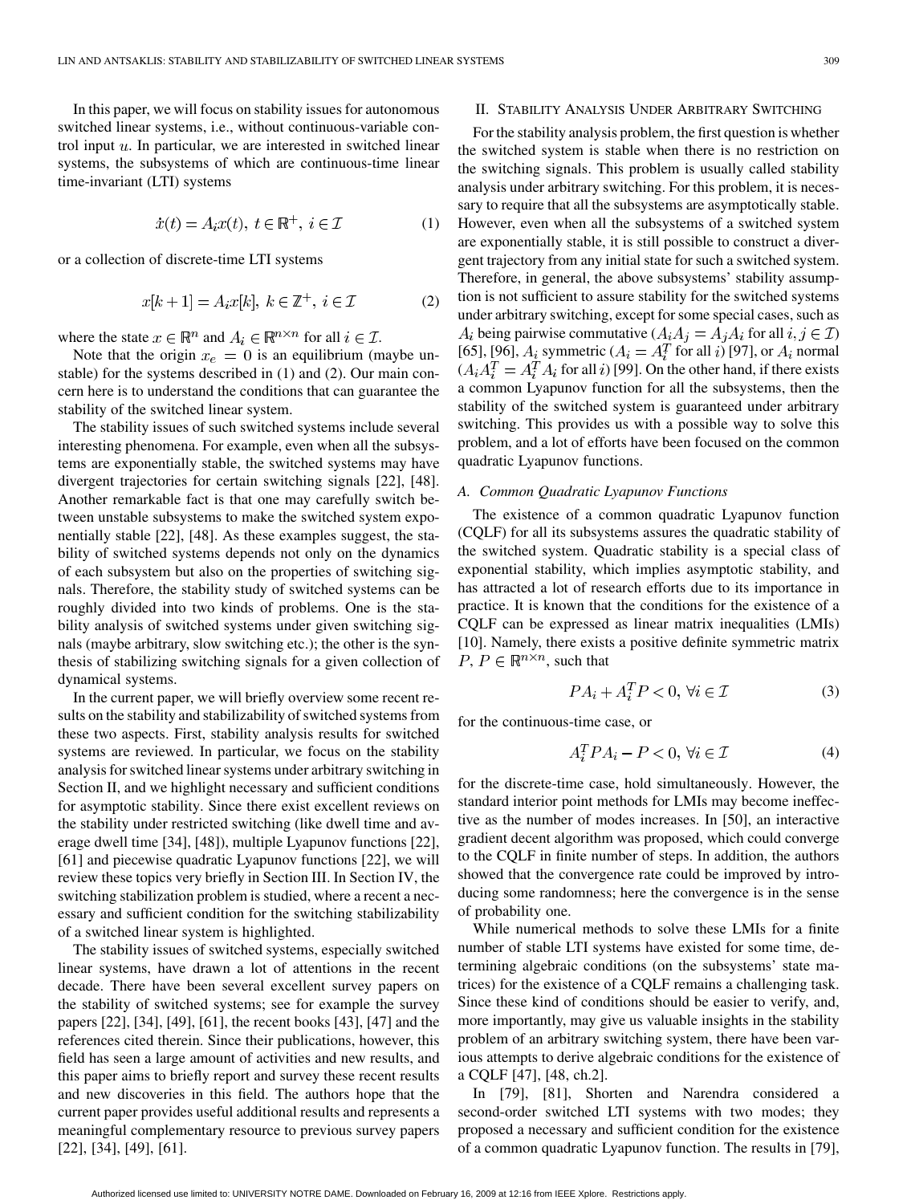In this paper, we will focus on stability issues for autonomous switched linear systems, i.e., without continuous-variable control input $u$. In particular, we are interested in switched linear systems, the subsystems of which are continuous-time linear time-invariant (LTI) systems

$$\dot{x}(t) = A_i x(t),\ t \in \mathbb{R}^+,\ i \in \mathcal{I} \tag{1}$$

or a collection of discrete-time LTI systems

$$x[k+1] = A_i x[k],\ k \in \mathbb{Z}^+,\ i \in \mathcal{I} \tag{2}$$

where the state $x \in \mathbb{R}^n$ and $A_i \in \mathbb{R}^{n \times n}$ for all $i \in \mathcal{I}$.

Note that the origin $x_e = 0$ is an equilibrium (maybe unstable) for the systems described in (1) and (2). Our main concern here is to understand the conditions that can guarantee the stability of the switched linear system.

The stability issues of such switched systems include several interesting phenomena. For example, even when all the subsystems are exponentially stable, the switched systems may have divergent trajectories for certain switching signals [22], [48]. Another remarkable fact is that one may carefully switch between unstable subsystems to make the switched system exponentially stable [22], [48]. As these examples suggest, the stability of switched systems depends not only on the dynamics of each subsystem but also on the properties of switching signals. Therefore, the stability study of switched systems can be roughly divided into two kinds of problems. One is the stability analysis of switched systems under given switching signals (maybe arbitrary, slow switching etc.); the other is the synthesis of stabilizing switching signals for a given collection of dynamical systems.

In the current paper, we will briefly overview some recent results on the stability and stabilizability of switched systems from these two aspects. First, stability analysis results for switched systems are reviewed. In particular, we focus on the stability analysis for switched linear systems under arbitrary switching in Section II, and we highlight necessary and sufficient conditions for asymptotic stability. Since there exist excellent reviews on the stability under restricted switching (like dwell time and average dwell time [34], [48]), multiple Lyapunov functions [22], [61] and piecewise quadratic Lyapunov functions [22], we will review these topics very briefly in Section III. In Section IV, the switching stabilization problem is studied, where a recent a necessary and sufficient condition for the switching stabilizability of a switched linear system is highlighted.

The stability issues of switched systems, especially switched linear systems, have drawn a lot of attentions in the recent decade. There have been several excellent survey papers on the stability of switched systems; see for example the survey papers [22], [34], [49], [61], the recent books [43], [47] and the references cited therein. Since their publications, however, this field has seen a large amount of activities and new results, and this paper aims to briefly report and survey these recent results and new discoveries in this field. The authors hope that the current paper provides useful additional results and represents a meaningful complementary resource to previous survey papers [22], [34], [49], [61].

## II. Stability Analysis Under Arbitrary Switching

For the stability analysis problem, the first question is whether the switched system is stable when there is no restriction on the switching signals. This problem is usually called stability analysis under arbitrary switching. For this problem, it is necessary to require that all the subsystems are asymptotically stable. However, even when all the subsystems of a switched system are exponentially stable, it is still possible to construct a divergent trajectory from any initial state for such a switched system. Therefore, in general, the above subsystems' stability assumption is not sufficient to assure stability for the switched systems under arbitrary switching, except for some special cases, such as $A_i$ being pairwise commutative ($A_i A_j = A_j A_i$ for all $i, j \in \mathcal{I}$) [65], [96], $A_i$ symmetric ($A_i = A_i^T$ for all $i$) [97], or $A_i$ normal ($A_i A_i^T = A_i^T A_i$ for all $i$) [99]. On the other hand, if there exists a common Lyapunov function for all the subsystems, then the stability of the switched system is guaranteed under arbitrary switching. This provides us with a possible way to solve this problem, and a lot of efforts have been focused on the common quadratic Lyapunov functions.

### A. Common Quadratic Lyapunov Functions

The existence of a common quadratic Lyapunov function (CQLF) for all its subsystems assures the quadratic stability of the switched system. Quadratic stability is a special class of exponential stability, which implies asymptotic stability, and has attracted a lot of research efforts due to its importance in practice. It is known that the conditions for the existence of a CQLF can be expressed as linear matrix inequalities (LMIs) [10]. Namely, there exists a positive definite symmetric matrix $P$, $P \in \mathbb{R}^{n \times n}$, such that

$$PA_i + A_i^T P < 0,\ \forall i \in \mathcal{I} \tag{3}$$

for the continuous-time case, or

$$A_i^T P A_i - P < 0,\ \forall i \in \mathcal{I} \tag{4}$$

for the discrete-time case, hold simultaneously. However, the standard interior point methods for LMIs may become ineffective as the number of modes increases. In [50], an interactive gradient decent algorithm was proposed, which could converge to the CQLF in finite number of steps. In addition, the authors showed that the convergence rate could be improved by introducing some randomness; here the convergence is in the sense of probability one.

While numerical methods to solve these LMIs for a finite number of stable LTI systems have existed for some time, determining algebraic conditions (on the subsystems' state matrices) for the existence of a CQLF remains a challenging task. Since these kind of conditions should be easier to verify, and, more importantly, may give us valuable insights in the stability problem of an arbitrary switching system, there have been various attempts to derive algebraic conditions for the existence of a CQLF [47], [48, ch.2].

In [79], [81], Shorten and Narendra considered a second-order switched LTI systems with two modes; they proposed a necessary and sufficient condition for the existence of a common quadratic Lyapunov function. The results in [79],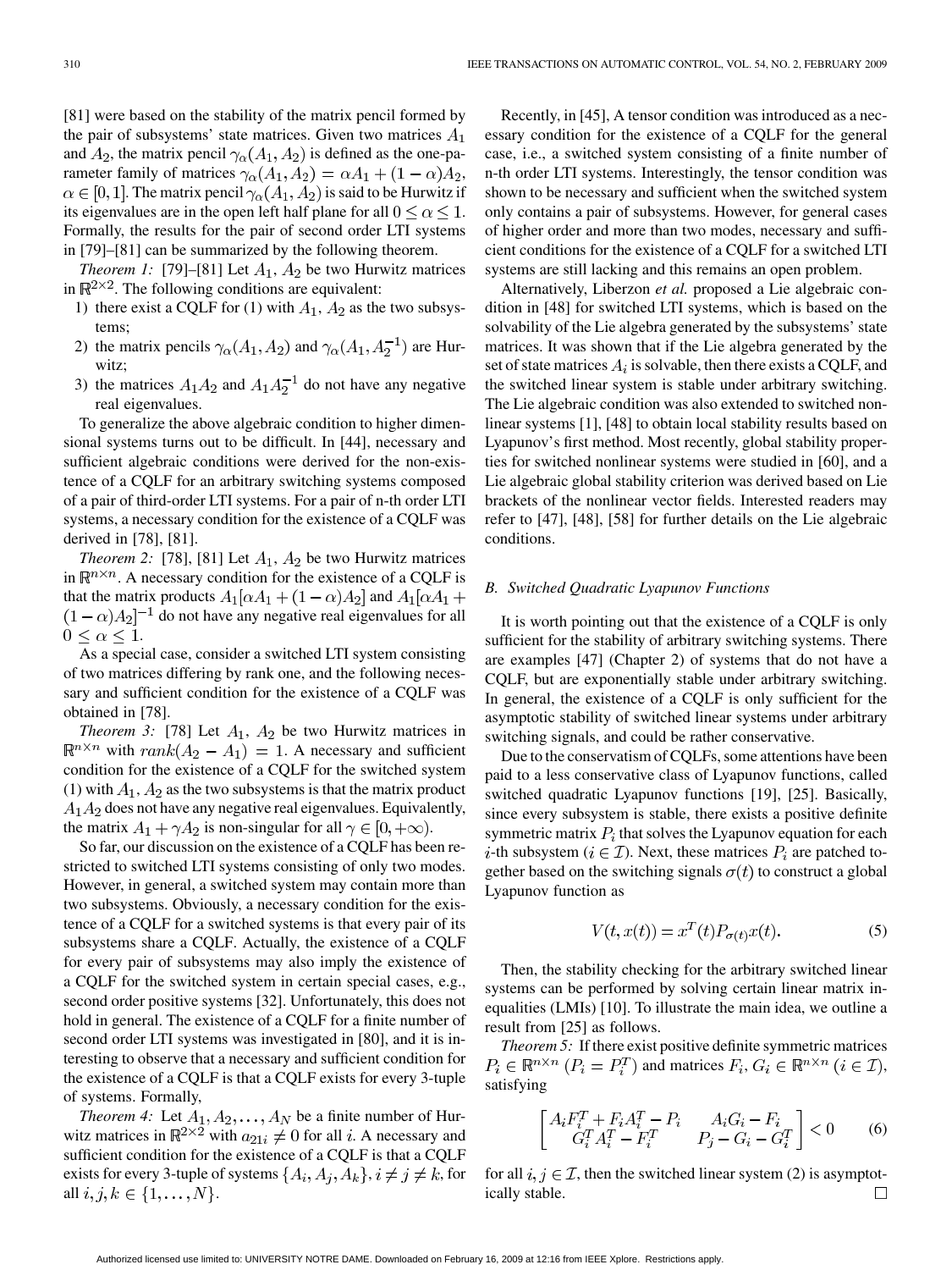[81] were based on the stability of the matrix pencil formed by the pair of subsystems' state matrices. Given two matrices $A_1$ and $A_2$, the matrix pencil $\gamma_\alpha(A_1, A_2)$ is defined as the one-parameter family of matrices $\gamma_\alpha(A_1, A_2) = \alpha A_1 + (1-\alpha)A_2$, $\alpha \in [0, 1]$. The matrix pencil $\gamma_\alpha(A_1, A_2)$ is said to be Hurwitz if its eigenvalues are in the open left half plane for all $0 \leq \alpha \leq 1$. Formally, the results for the pair of second order LTI systems in [79]–[81] can be summarized by the following theorem.

*Theorem 1:* [79]–[81] Let $A_1$, $A_2$ be two Hurwitz matrices in $\mathbb{R}^{2\times 2}$. The following conditions are equivalent:

1) there exist a CQLF for (1) with $A_1$, $A_2$ as the two subsystems;
2) the matrix pencils $\gamma_\alpha(A_1, A_2)$ and $\gamma_\alpha(A_1, A_2^{-1})$ are Hurwitz;
3) the matrices $A_1 A_2$ and $A_1 A_2^{-1}$ do not have any negative real eigenvalues.

To generalize the above algebraic condition to higher dimensional systems turns out to be difficult. In [44], necessary and sufficient algebraic conditions were derived for the non-existence of a CQLF for an arbitrary switching systems composed of a pair of third-order LTI systems. For a pair of n-th order LTI systems, a necessary condition for the existence of a CQLF was derived in [78], [81].

*Theorem 2:* [78], [81] Let $A_1$, $A_2$ be two Hurwitz matrices in $\mathbb{R}^{n\times n}$. A necessary condition for the existence of a CQLF is that the matrix products $A_1[\alpha A_1 + (1-\alpha)A_2]$ and $A_1[\alpha A_1 + (1-\alpha)A_2]^{-1}$ do not have any negative real eigenvalues for all $0 \leq \alpha \leq 1$.

As a special case, consider a switched LTI system consisting of two matrices differing by rank one, and the following necessary and sufficient condition for the existence of a CQLF was obtained in [78].

*Theorem 3:* [78] Let $A_1$, $A_2$ be two Hurwitz matrices in $\mathbb{R}^{n\times n}$ with $rank(A_2 - A_1) = 1$. A necessary and sufficient condition for the existence of a CQLF for the switched system (1) with $A_1$, $A_2$ as the two subsystems is that the matrix product $A_1 A_2$ does not have any negative real eigenvalues. Equivalently, the matrix $A_1 + \gamma A_2$ is non-singular for all $\gamma \in [0, +\infty)$.

So far, our discussion on the existence of a CQLF has been restricted to switched LTI systems consisting of only two modes. However, in general, a switched system may contain more than two subsystems. Obviously, a necessary condition for the existence of a CQLF for a switched systems is that every pair of its subsystems share a CQLF. Actually, the existence of a CQLF for every pair of subsystems may also imply the existence of a CQLF for the switched system in certain special cases, e.g., second order positive systems [32]. Unfortunately, this does not hold in general. The existence of a CQLF for a finite number of second order LTI systems was investigated in [80], and it is interesting to observe that a necessary and sufficient condition for the existence of a CQLF is that a CQLF exists for every 3-tuple of systems. Formally,

*Theorem 4:* Let $A_1, A_2, \ldots, A_N$ be a finite number of Hurwitz matrices in $\mathbb{R}^{2\times 2}$ with $a_{21i} \neq 0$ for all $i$. A necessary and sufficient condition for the existence of a CQLF is that a CQLF exists for every 3-tuple of systems $\{A_i, A_j, A_k\}, i \neq j \neq k$, for all $i, j, k \in \{1, \ldots, N\}$.

Recently, in [45], A tensor condition was introduced as a necessary condition for the existence of a CQLF for the general case, i.e., a switched system consisting of a finite number of n-th order LTI systems. Interestingly, the tensor condition was shown to be necessary and sufficient when the switched system only contains a pair of subsystems. However, for general cases of higher order and more than two modes, necessary and sufficient conditions for the existence of a CQLF for a switched LTI systems are still lacking and this remains an open problem.

Alternatively, Liberzon *et al.* proposed a Lie algebraic condition in [48] for switched LTI systems, which is based on the solvability of the Lie algebra generated by the subsystems' state matrices. It was shown that if the Lie algebra generated by the set of state matrices $A_i$ is solvable, then there exists a CQLF, and the switched linear system is stable under arbitrary switching. The Lie algebraic condition was also extended to switched nonlinear systems [1], [48] to obtain local stability results based on Lyapunov's first method. Most recently, global stability properties for switched nonlinear systems were studied in [60], and a Lie algebraic global stability criterion was derived based on Lie brackets of the nonlinear vector fields. Interested readers may refer to [47], [48], [58] for further details on the Lie algebraic conditions.

### B. Switched Quadratic Lyapunov Functions

It is worth pointing out that the existence of a CQLF is only sufficient for the stability of arbitrary switching systems. There are examples [47] (Chapter 2) of systems that do not have a CQLF, but are exponentially stable under arbitrary switching. In general, the existence of a CQLF is only sufficient for the asymptotic stability of switched linear systems under arbitrary switching signals, and could be rather conservative.

Due to the conservatism of CQLFs, some attentions have been paid to a less conservative class of Lyapunov functions, called switched quadratic Lyapunov functions [19], [25]. Basically, since every subsystem is stable, there exists a positive definite symmetric matrix $P_i$ that solves the Lyapunov equation for each $i$-th subsystem ($i \in \mathcal{I}$). Next, these matrices $P_i$ are patched together based on the switching signals $\sigma(t)$ to construct a global Lyapunov function as

$$V(t, x(t)) = x^T(t) P_{\sigma(t)} x(t). \tag{5}$$

Then, the stability checking for the arbitrary switched linear systems can be performed by solving certain linear matrix inequalities (LMIs) [10]. To illustrate the main idea, we outline a result from [25] as follows.

*Theorem 5:* If there exist positive definite symmetric matrices $P_i \in \mathbb{R}^{n\times n}$ ($P_i = P_i^T$) and matrices $F_i, G_i \in \mathbb{R}^{n\times n}$ ($i \in \mathcal{I}$), satisfying

$$\begin{bmatrix} A_i F_i^T + F_i A_i^T - P_i & A_i G_i - F_i \\ G_i^T A_i^T - F_i^T & P_j - G_i - G_i^T \end{bmatrix} < 0 \tag{6}$$

for all $i, j \in \mathcal{I}$, then the switched linear system (2) is asymptotically stable. □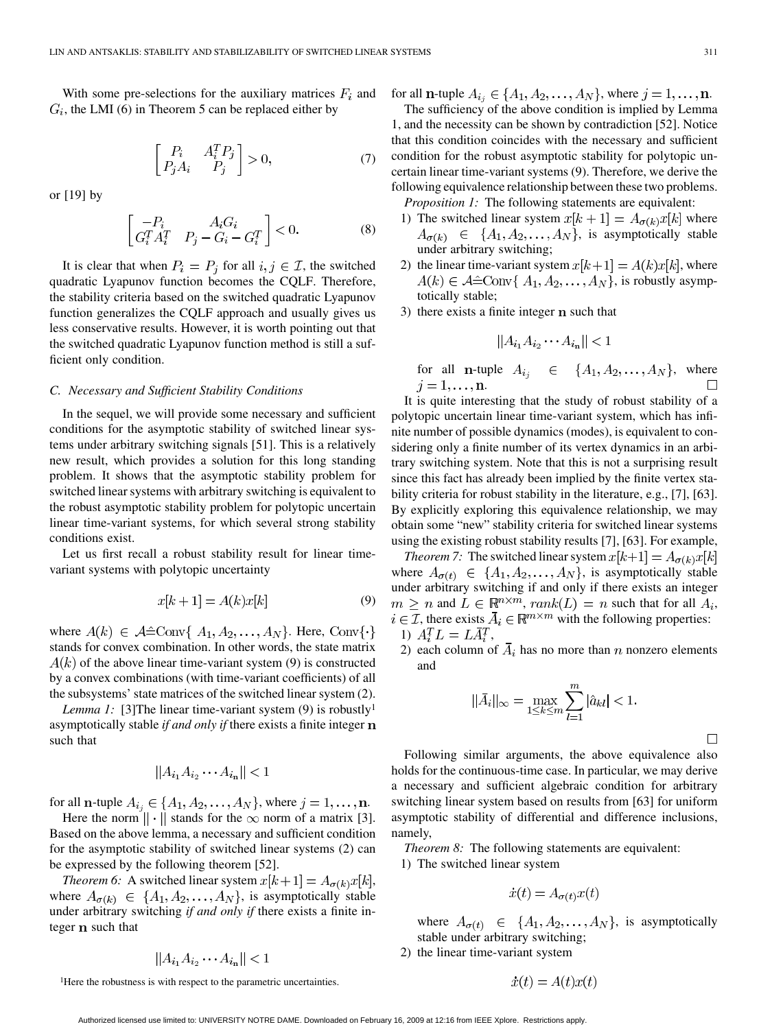With some pre-selections for the auxiliary matrices $F_i$ and $G_i$, the LMI (6) in Theorem 5 can be replaced either by

$$\begin{bmatrix} P_i & A_i^T P_j \\ P_j A_i & P_j \end{bmatrix} > 0, \tag{7}$$

or [19] by

$$\begin{bmatrix} -P_i & A_i G_i \\ G_i^T A_i^T & P_j - G_i - G_i^T \end{bmatrix} < 0. \tag{8}$$

It is clear that when $P_i = P_j$ for all $i, j \in \mathcal{I}$, the switched quadratic Lyapunov function becomes the CQLF. Therefore, the stability criteria based on the switched quadratic Lyapunov function generalizes the CQLF approach and usually gives us less conservative results. However, it is worth pointing out that the switched quadratic Lyapunov function method is still a sufficient only condition.

### C. Necessary and Sufficient Stability Conditions

In the sequel, we will provide some necessary and sufficient conditions for the asymptotic stability of switched linear systems under arbitrary switching signals [51]. This is a relatively new result, which provides a solution for this long standing problem. It shows that the asymptotic stability problem for switched linear systems with arbitrary switching is equivalent to the robust asymptotic stability problem for polytopic uncertain linear time-variant systems, for which several strong stability conditions exist.

Let us first recall a robust stability result for linear time-variant systems with polytopic uncertainty

$$x[k+1] = A(k)x[k] \tag{9}$$

where $A(k) \in \mathcal{A} \hat{=} \mathrm{Conv}\{A_1, A_2, \ldots, A_N\}$. Here, $\mathrm{Conv}\{\cdot\}$ stands for convex combination. In other words, the state matrix $A(k)$ of the above linear time-variant system (9) is constructed by a convex combinations (with time-variant coefficients) of all the subsystems' state matrices of the switched linear system (2).

*Lemma 1:* [3]The linear time-variant system (9) is robustly[1] asymptotically stable *if and only if* there exists a finite integer $\mathbf{n}$ such that

$$\|A_{i_1} A_{i_2} \cdots A_{i_\mathbf{n}}\| < 1$$

for all $\mathbf{n}$-tuple $A_{i_j} \in \{A_1, A_2, \ldots, A_N\}$, where $j = 1, \ldots, \mathbf{n}$.

Here the norm $\|\cdot\|$ stands for the $\infty$ norm of a matrix [3]. Based on the above lemma, a necessary and sufficient condition for the asymptotic stability of switched linear systems (2) can be expressed by the following theorem [52].

*Theorem 6:* A switched linear system $x[k+1] = A_{\sigma(k)}x[k]$, where $A_{\sigma(k)} \in \{A_1, A_2, \ldots, A_N\}$, is asymptotically stable under arbitrary switching *if and only if* there exists a finite integer $\mathbf{n}$ such that

$$\|A_{i_1} A_{i_2} \cdots A_{i_\mathbf{n}}\| < 1$$

for all $\mathbf{n}$-tuple $A_{i_j} \in \{A_1, A_2, \ldots, A_N\}$, where $j = 1, \ldots, \mathbf{n}$.

The sufficiency of the above condition is implied by Lemma 1, and the necessity can be shown by contradiction [52]. Notice that this condition coincides with the necessary and sufficient condition for the robust asymptotic stability for polytopic uncertain linear time-variant systems (9). Therefore, we derive the following equivalence relationship between these two problems.

*Proposition 1:* The following statements are equivalent:

1) The switched linear system $x[k+1] = A_{\sigma(k)}x[k]$ where $A_{\sigma(k)} \in \{A_1, A_2, \ldots, A_N\}$, is asymptotically stable under arbitrary switching;
2) the linear time-variant system $x[k+1] = A(k)x[k]$, where $A(k) \in \mathcal{A} \hat{=} \mathrm{Conv}\{A_1, A_2, \ldots, A_N\}$, is robustly asymptotically stable;
3) there exists a finite integer $\mathbf{n}$ such that
$$\|A_{i_1} A_{i_2} \cdots A_{i_\mathbf{n}}\| < 1$$
for all $\mathbf{n}$-tuple $A_{i_j} \in \{A_1, A_2, \ldots, A_N\}$, where $j = 1, \ldots, \mathbf{n}$. □

It is quite interesting that the study of robust stability of a polytopic uncertain linear time-variant system, which has infinite number of possible dynamics (modes), is equivalent to considering only a finite number of its vertex dynamics in an arbitrary switching system. Note that this is not a surprising result since this fact has already been implied by the finite vertex stability criteria for robust stability in the literature, e.g., [7], [63]. By explicitly exploring this equivalence relationship, we may obtain some "new" stability criteria for switched linear systems using the existing robust stability results [7], [63]. For example,

*Theorem 7:* The switched linear system $x[k+1] = A_{\sigma(k)}x[k]$ where $A_{\sigma(t)} \in \{A_1, A_2, \ldots, A_N\}$, is asymptotically stable under arbitrary switching if and only if there exists an integer $m \geq n$ and $L \in \mathbb{R}^{n \times m}$, $rank(L) = n$ such that for all $A_i$, $i \in \mathcal{I}$, there exists $\bar{A}_i \in \mathbb{R}^{m \times m}$ with the following properties:

1) $A_i^T L = L \bar{A}_i^T$,
2) each column of $\bar{A}_i$ has no more than $n$ nonzero elements and
$$\|\bar{A}_i\|_\infty = \max_{1 \leq k \leq m} \sum_{l=1}^{m} |\hat{a}_{kl}| < 1.$$
□

Following similar arguments, the above equivalence also holds for the continuous-time case. In particular, we may derive a necessary and sufficient algebraic condition for arbitrary switching linear system based on results from [63] for uniform asymptotic stability of differential and difference inclusions, namely,

*Theorem 8:* The following statements are equivalent:

1) The switched linear system
$$\dot{x}(t) = A_{\sigma(t)}x(t)$$
where $A_{\sigma(t)} \in \{A_1, A_2, \ldots, A_N\}$, is asymptotically stable under arbitrary switching;
2) the linear time-variant system
$$\dot{x}(t) = A(t)x(t)$$

[1] Here the robustness is with respect to the parametric uncertainties.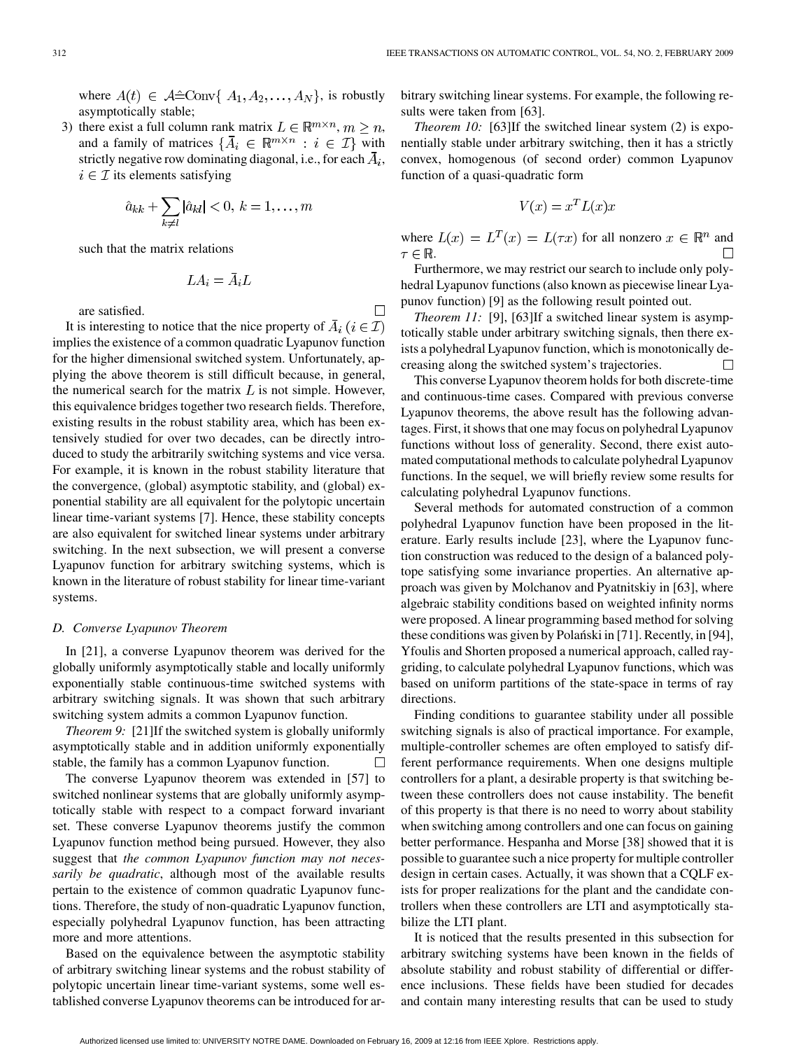where $A(t) \in \mathcal{A} \hat{=} \text{Conv}\{A_1, A_2, \ldots, A_N\}$, is robustly asymptotically stable;

3) there exist a full column rank matrix $L \in \mathbb{R}^{m \times n}$, $m \geq n$, and a family of matrices $\{\bar{A}_i \in \mathbb{R}^{m \times n} : i \in \mathcal{I}\}$ with strictly negative row dominating diagonal, i.e., for each $\bar{A}_i$, $i \in \mathcal{I}$ its elements satisfying

$$\hat{a}_{kk} + \sum_{k \neq l} |\hat{a}_{kl}| < 0, \; k = 1, \ldots, m$$

such that the matrix relations

$$LA_i = \bar{A}_i L$$

are satisfied. □

It is interesting to notice that the nice property of $\bar{A}_i$ $(i \in \mathcal{I})$ implies the existence of a common quadratic Lyapunov function for the higher dimensional switched system. Unfortunately, applying the above theorem is still difficult because, in general, the numerical search for the matrix $L$ is not simple. However, this equivalence bridges together two research fields. Therefore, existing results in the robust stability area, which has been extensively studied for over two decades, can be directly introduced to study the arbitrarily switching systems and vice versa. For example, it is known in the robust stability literature that the convergence, (global) asymptotic stability, and (global) exponential stability are all equivalent for the polytopic uncertain linear time-variant systems [7]. Hence, these stability concepts are also equivalent for switched linear systems under arbitrary switching. In the next subsection, we will present a converse Lyapunov function for arbitrary switching systems, which is known in the literature of robust stability for linear time-variant systems.

### D. Converse Lyapunov Theorem

In [21], a converse Lyapunov theorem was derived for the globally uniformly asymptotically stable and locally uniformly exponentially stable continuous-time switched systems with arbitrary switching signals. It was shown that such arbitrary switching system admits a common Lyapunov function.

*Theorem 9:* [21]If the switched system is globally uniformly asymptotically stable and in addition uniformly exponentially stable, the family has a common Lyapunov function. □

The converse Lyapunov theorem was extended in [57] to switched nonlinear systems that are globally uniformly asymptotically stable with respect to a compact forward invariant set. These converse Lyapunov theorems justify the common Lyapunov function method being pursued. However, they also suggest that *the common Lyapunov function may not necessarily be quadratic*, although most of the available results pertain to the existence of common quadratic Lyapunov functions. Therefore, the study of non-quadratic Lyapunov function, especially polyhedral Lyapunov function, has been attracting more and more attentions.

Based on the equivalence between the asymptotic stability of arbitrary switching linear systems and the robust stability of polytopic uncertain linear time-variant systems, some well established converse Lyapunov theorems can be introduced for arbitrary switching linear systems. For example, the following results were taken from [63].

*Theorem 10:* [63]If the switched linear system (2) is exponentially stable under arbitrary switching, then it has a strictly convex, homogenous (of second order) common Lyapunov function of a quasi-quadratic form

$$V(x) = x^T L(x) x$$

where $L(x) = L^T(x) = L(\tau x)$ for all nonzero $x \in \mathbb{R}^n$ and $\tau \in \mathbb{R}$. □

Furthermore, we may restrict our search to include only polyhedral Lyapunov functions (also known as piecewise linear Lyapunov function) [9] as the following result pointed out.

*Theorem 11:* [9], [63]If a switched linear system is asymptotically stable under arbitrary switching signals, then there exists a polyhedral Lyapunov function, which is monotonically decreasing along the switched system's trajectories. □

This converse Lyapunov theorem holds for both discrete-time and continuous-time cases. Compared with previous converse Lyapunov theorems, the above result has the following advantages. First, it shows that one may focus on polyhedral Lyapunov functions without loss of generality. Second, there exist automated computational methods to calculate polyhedral Lyapunov functions. In the sequel, we will briefly review some results for calculating polyhedral Lyapunov functions.

Several methods for automated construction of a common polyhedral Lyapunov function have been proposed in the literature. Early results include [23], where the Lyapunov function construction was reduced to the design of a balanced polytope satisfying some invariance properties. An alternative approach was given by Molchanov and Pyatnitskiy in [63], where algebraic stability conditions based on weighted infinity norms were proposed. A linear programming based method for solving these conditions was given by Polański in [71]. Recently, in [94], Yfoulis and Shorten proposed a numerical approach, called raygriding, to calculate polyhedral Lyapunov functions, which was based on uniform partitions of the state-space in terms of ray directions.

Finding conditions to guarantee stability under all possible switching signals is also of practical importance. For example, multiple-controller schemes are often employed to satisfy different performance requirements. When one designs multiple controllers for a plant, a desirable property is that switching between these controllers does not cause instability. The benefit of this property is that there is no need to worry about stability when switching among controllers and one can focus on gaining better performance. Hespanha and Morse [38] showed that it is possible to guarantee such a nice property for multiple controller design in certain cases. Actually, it was shown that a CQLF exists for proper realizations for the plant and the candidate controllers when these controllers are LTI and asymptotically stabilize the LTI plant.

It is noticed that the results presented in this subsection for arbitrary switching systems have been known in the fields of absolute stability and robust stability of differential or difference inclusions. These fields have been studied for decades and contain many interesting results that can be used to study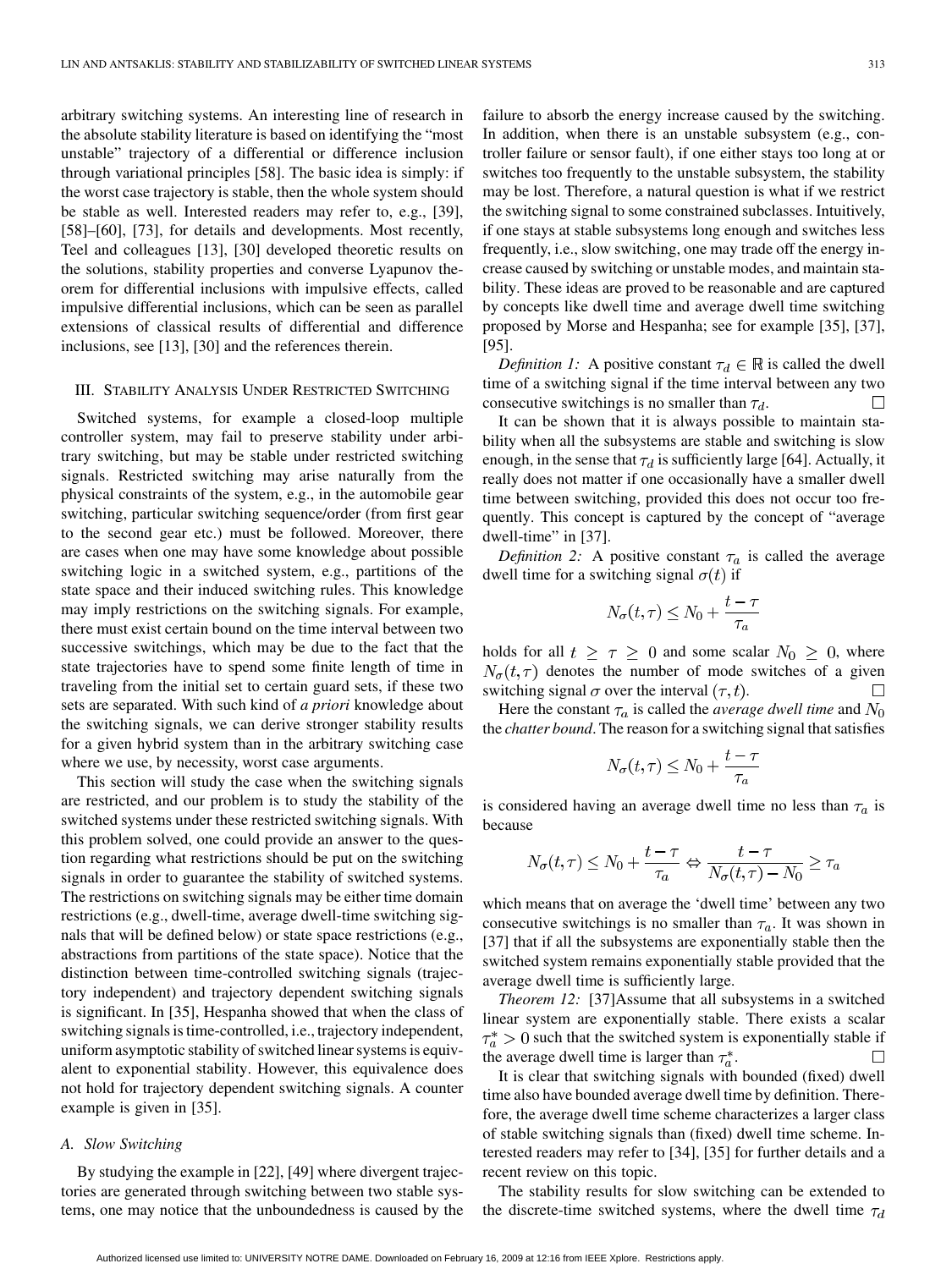arbitrary switching systems. An interesting line of research in the absolute stability literature is based on identifying the "most unstable" trajectory of a differential or difference inclusion through variational principles [58]. The basic idea is simply: if the worst case trajectory is stable, then the whole system should be stable as well. Interested readers may refer to, e.g., [39], [58]–[60], [73], for details and developments. Most recently, Teel and colleagues [13], [30] developed theoretic results on the solutions, stability properties and converse Lyapunov theorem for differential inclusions with impulsive effects, called impulsive differential inclusions, which can be seen as parallel extensions of classical results of differential and difference inclusions, see [13], [30] and the references therein.

## III. Stability Analysis Under Restricted Switching

Switched systems, for example a closed-loop multiple controller system, may fail to preserve stability under arbitrary switching, but may be stable under restricted switching signals. Restricted switching may arise naturally from the physical constraints of the system, e.g., in the automobile gear switching, particular switching sequence/order (from first gear to the second gear etc.) must be followed. Moreover, there are cases when one may have some knowledge about possible switching logic in a switched system, e.g., partitions of the state space and their induced switching rules. This knowledge may imply restrictions on the switching signals. For example, there must exist certain bound on the time interval between two successive switchings, which may be due to the fact that the state trajectories have to spend some finite length of time in traveling from the initial set to certain guard sets, if these two sets are separated. With such kind of *a priori* knowledge about the switching signals, we can derive stronger stability results for a given hybrid system than in the arbitrary switching case where we use, by necessity, worst case arguments.

This section will study the case when the switching signals are restricted, and our problem is to study the stability of the switched systems under these restricted switching signals. With this problem solved, one could provide an answer to the question regarding what restrictions should be put on the switching signals in order to guarantee the stability of switched systems. The restrictions on switching signals may be either time domain restrictions (e.g., dwell-time, average dwell-time switching signals that will be defined below) or state space restrictions (e.g., abstractions from partitions of the state space). Notice that the distinction between time-controlled switching signals (trajectory independent) and trajectory dependent switching signals is significant. In [35], Hespanha showed that when the class of switching signals is time-controlled, i.e., trajectory independent, uniform asymptotic stability of switched linear systems is equivalent to exponential stability. However, this equivalence does not hold for trajectory dependent switching signals. A counter example is given in [35].

### A. Slow Switching

By studying the example in [22], [49] where divergent trajectories are generated through switching between two stable systems, one may notice that the unboundedness is caused by the failure to absorb the energy increase caused by the switching. In addition, when there is an unstable subsystem (e.g., controller failure or sensor fault), if one either stays too long at or switches too frequently to the unstable subsystem, the stability may be lost. Therefore, a natural question is what if we restrict the switching signal to some constrained subclasses. Intuitively, if one stays at stable subsystems long enough and switches less frequently, i.e., slow switching, one may trade off the energy increase caused by switching or unstable modes, and maintain stability. These ideas are proved to be reasonable and are captured by concepts like dwell time and average dwell time switching proposed by Morse and Hespanha; see for example [35], [37], [95].

*Definition 1:* A positive constant $\tau_d \in \mathbb{R}$ is called the dwell time of a switching signal if the time interval between any two consecutive switchings is no smaller than $\tau_d$. □

It can be shown that it is always possible to maintain stability when all the subsystems are stable and switching is slow enough, in the sense that $\tau_d$ is sufficiently large [64]. Actually, it really does not matter if one occasionally have a smaller dwell time between switching, provided this does not occur too frequently. This concept is captured by the concept of "average dwell-time" in [37].

*Definition 2:* A positive constant $\tau_a$ is called the average dwell time for a switching signal $\sigma(t)$ if

$$N_\sigma(t,\tau) \leq N_0 + \frac{t-\tau}{\tau_a}$$

holds for all $t \geq \tau \geq 0$ and some scalar $N_0 \geq 0$, where $N_\sigma(t,\tau)$ denotes the number of mode switches of a given switching signal $\sigma$ over the interval $(\tau, t)$. □

Here the constant $\tau_a$ is called the *average dwell time* and $N_0$ the *chatter bound*. The reason for a switching signal that satisfies

$$N_\sigma(t,\tau) \leq N_0 + \frac{t-\tau}{\tau_a}$$

is considered having an average dwell time no less than $\tau_a$ is because

$$N_\sigma(t,\tau) \leq N_0 + \frac{t-\tau}{\tau_a} \Leftrightarrow \frac{t-\tau}{N_\sigma(t,\tau) - N_0} \geq \tau_a$$

which means that on average the 'dwell time' between any two consecutive switchings is no smaller than $\tau_a$. It was shown in [37] that if all the subsystems are exponentially stable then the switched system remains exponentially stable provided that the average dwell time is sufficiently large.

*Theorem 12:* [37]Assume that all subsystems in a switched linear system are exponentially stable. There exists a scalar $\tau_a^* > 0$ such that the switched system is exponentially stable if the average dwell time is larger than $\tau_a^*$. □

It is clear that switching signals with bounded (fixed) dwell time also have bounded average dwell time by definition. Therefore, the average dwell time scheme characterizes a larger class of stable switching signals than (fixed) dwell time scheme. Interested readers may refer to [34], [35] for further details and a recent review on this topic.

The stability results for slow switching can be extended to the discrete-time switched systems, where the dwell time $\tau_d$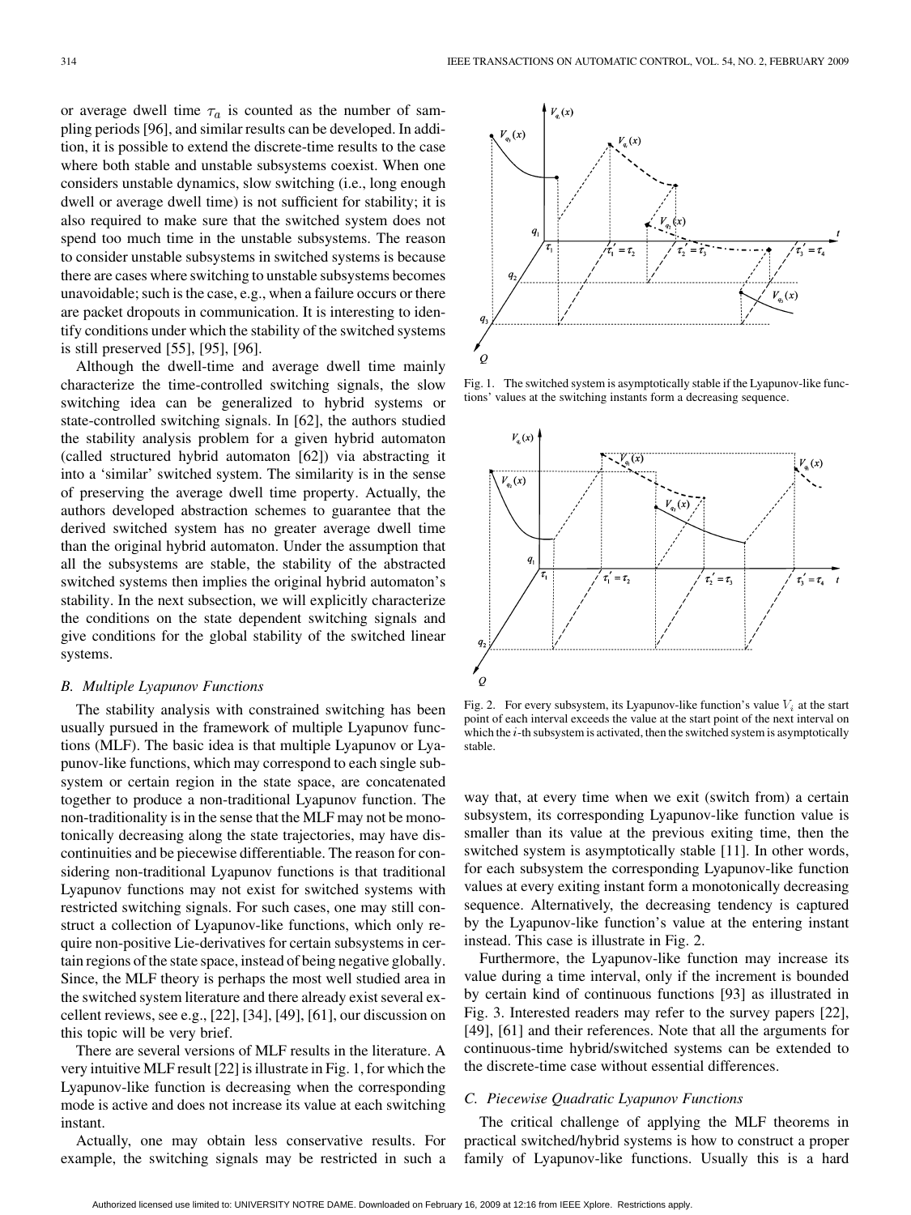or average dwell time $\tau_a$ is counted as the number of sampling periods [96], and similar results can be developed. In addition, it is possible to extend the discrete-time results to the case where both stable and unstable subsystems coexist. When one considers unstable dynamics, slow switching (i.e., long enough dwell or average dwell time) is not sufficient for stability; it is also required to make sure that the switched system does not spend too much time in the unstable subsystems. The reason to consider unstable subsystems in switched systems is because there are cases where switching to unstable subsystems becomes unavoidable; such is the case, e.g., when a failure occurs or there are packet dropouts in communication. It is interesting to identify conditions under which the stability of the switched systems is still preserved [55], [95], [96].

Although the dwell-time and average dwell time mainly characterize the time-controlled switching signals, the slow switching idea can be generalized to hybrid systems or state-controlled switching signals. In [62], the authors studied the stability analysis problem for a given hybrid automaton (called structured hybrid automaton [62]) via abstracting it into a 'similar' switched system. The similarity is in the sense of preserving the average dwell time property. Actually, the authors developed abstraction schemes to guarantee that the derived switched system has no greater average dwell time than the original hybrid automaton. Under the assumption that all the subsystems are stable, the stability of the abstracted switched systems then implies the original hybrid automaton's stability. In the next subsection, we will explicitly characterize the conditions on the state dependent switching signals and give conditions for the global stability of the switched linear systems.

### B. Multiple Lyapunov Functions

The stability analysis with constrained switching has been usually pursued in the framework of multiple Lyapunov functions (MLF). The basic idea is that multiple Lyapunov or Lyapunov-like functions, which may correspond to each single subsystem or certain region in the state space, are concatenated together to produce a non-traditional Lyapunov function. The non-traditionality is in the sense that the MLF may not be monotonically decreasing along the state trajectories, may have discontinuities and be piecewise differentiable. The reason for considering non-traditional Lyapunov functions is that traditional Lyapunov functions may not exist for switched systems with restricted switching signals. For such cases, one may still construct a collection of Lyapunov-like functions, which only require non-positive Lie-derivatives for certain subsystems in certain regions of the state space, instead of being negative globally. Since, the MLF theory is perhaps the most well studied area in the switched system literature and there already exist several excellent reviews, see e.g., [22], [34], [49], [61], our discussion on this topic will be very brief.

There are several versions of MLF results in the literature. A very intuitive MLF result [22] is illustrate in Fig. 1, for which the Lyapunov-like function is decreasing when the corresponding mode is active and does not increase its value at each switching instant.

Actually, one may obtain less conservative results. For example, the switching signals may be restricted in such a way that, at every time when we exit (switch from) a certain subsystem, its corresponding Lyapunov-like function value is smaller than its value at the previous exiting time, then the switched system is asymptotically stable [11]. In other words, for each subsystem the corresponding Lyapunov-like function values at every exiting instant form a monotonically decreasing sequence. Alternatively, the decreasing tendency is captured by the Lyapunov-like function's value at the entering instant instead. This case is illustrate in Fig. 2.

$V_{q_i}(x)$
$V_{q_1}(x)$
$V_{q_1}(x)$
$V_{q_2}(x)$
$V_{q_3}(x)$
$q_1$
$q_2$
$q_3$
$Q$
$t$
$\tau_1$
$\tau_1' = \tau_2$
$\tau_2' = \tau_3$
$\tau_3' = \tau_4$

Fig. 1. The switched system is asymptotically stable if the Lyapunov-like functions' values at the switching instants form a decreasing sequence.

$V_{q_i}(x)$
$V_{q_1}(x)$
$V_{q_2}(x)$
$V_{q_2}(x)$
$V_{q_1}(x)$
$q_1$
$q_2$
$Q$
$t$
$\tau_1$
$\tau_1' = \tau_2$
$\tau_2' = \tau_3$
$\tau_3' = \tau_4$

Fig. 2. For every subsystem, its Lyapunov-like function's value $V_i$ at the start point of each interval exceeds the value at the start point of the next interval on which the $i$-th subsystem is activated, then the switched system is asymptotically stable.

Furthermore, the Lyapunov-like function may increase its value during a time interval, only if the increment is bounded by certain kind of continuous functions [93] as illustrated in Fig. 3. Interested readers may refer to the survey papers [22], [49], [61] and their references. Note that all the arguments for continuous-time hybrid/switched systems can be extended to the discrete-time case without essential differences.

### C. Piecewise Quadratic Lyapunov Functions

The critical challenge of applying the MLF theorems in practical switched/hybrid systems is how to construct a proper family of Lyapunov-like functions. Usually this is a hard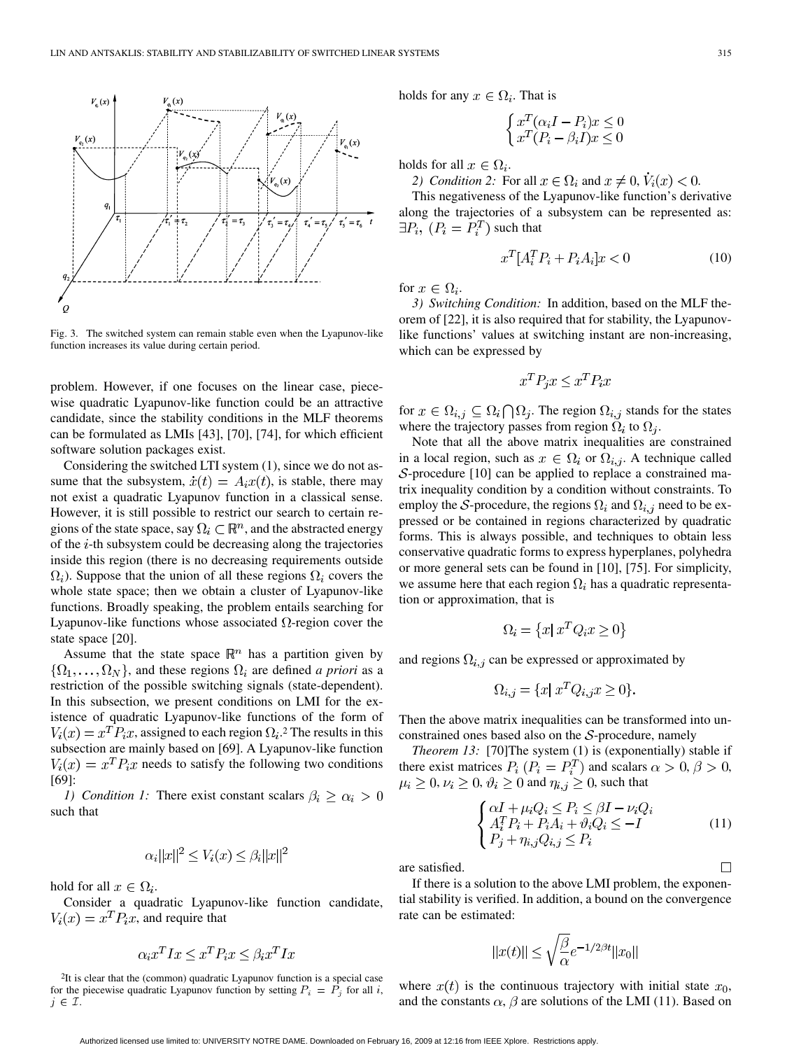Fig. 3. The switched system can remain stable even when the Lyapunov-like function increases its value during certain period.

problem. However, if one focuses on the linear case, piecewise quadratic Lyapunov-like function could be an attractive candidate, since the stability conditions in the MLF theorems can be formulated as LMIs [43], [70], [74], for which efficient software solution packages exist.

Considering the switched LTI system (1), since we do not assume that the subsystem, $\dot{x}(t) = A_i x(t)$, is stable, there may not exist a quadratic Lyapunov function in a classical sense. However, it is still possible to restrict our search to certain regions of the state space, say $\Omega_i \subset \mathbb{R}^n$, and the abstracted energy of the $i$-th subsystem could be decreasing along the trajectories inside this region (there is no decreasing requirements outside $\Omega_i$). Suppose that the union of all these regions $\Omega_i$ covers the whole state space; then we obtain a cluster of Lyapunov-like functions. Broadly speaking, the problem entails searching for Lyapunov-like functions whose associated $\Omega$-region cover the state space [20].

Assume that the state space $\mathbb{R}^n$ has a partition given by $\{\Omega_1, \ldots, \Omega_N\}$, and these regions $\Omega_i$ are defined *a priori* as a restriction of the possible switching signals (state-dependent). In this subsection, we present conditions on LMI for the existence of quadratic Lyapunov-like functions of the form of $V_i(x) = x^T P_i x$, assigned to each region $\Omega_i$.[2] The results in this subsection are mainly based on [69]. A Lyapunov-like function $V_i(x) = x^T P_i x$ needs to satisfy the following two conditions [69]:

*1) Condition 1:* There exist constant scalars $\beta_i \geq \alpha_i > 0$ such that

$$\alpha_i \|x\|^2 \leq V_i(x) \leq \beta_i \|x\|^2$$

hold for all $x \in \Omega_i$.

Consider a quadratic Lyapunov-like function candidate, $V_i(x) = x^T P_i x$, and require that

$$\alpha_i x^T I x \leq x^T P_i x \leq \beta_i x^T I x$$

[2]It is clear that the (common) quadratic Lyapunov function is a special case for the piecewise quadratic Lyapunov function by setting $P_i = P_j$ for all $i$, $j \in \mathcal{I}$.

holds for any $x \in \Omega_i$. That is

$$\begin{cases} x^T(\alpha_i I - P_i)x \leq 0 \\ x^T(P_i - \beta_i I)x \leq 0 \end{cases}$$

holds for all $x \in \Omega_i$.

*2) Condition 2:* For all $x \in \Omega_i$ and $x \neq 0$, $\dot{V}_i(x) < 0$.

This negativeness of the Lyapunov-like function's derivative along the trajectories of a subsystem can be represented as: $\exists P_i, \ (P_i = P_i^T)$ such that

$$x^T[A_i^T P_i + P_i A_i]x < 0 \tag{10}$$

for $x \in \Omega_i$.

*3) Switching Condition:* In addition, based on the MLF theorem of [22], it is also required that for stability, the Lyapunov-like functions' values at switching instant are non-increasing, which can be expressed by

$$x^T P_j x \leq x^T P_i x$$

for $x \in \Omega_{i,j} \subseteq \Omega_i \bigcap \Omega_j$. The region $\Omega_{i,j}$ stands for the states where the trajectory passes from region $\Omega_i$ to $\Omega_j$.

Note that all the above matrix inequalities are constrained in a local region, such as $x \in \Omega_i$ or $\Omega_{i,j}$. A technique called $\mathcal{S}$-procedure [10] can be applied to replace a constrained matrix inequality condition by a condition without constraints. To employ the $\mathcal{S}$-procedure, the regions $\Omega_i$ and $\Omega_{i,j}$ need to be expressed or be contained in regions characterized by quadratic forms. This is always possible, and techniques to obtain less conservative quadratic forms to express hyperplanes, polyhedra or more general sets can be found in [10], [75]. For simplicity, we assume here that each region $\Omega_i$ has a quadratic representation or approximation, that is

$$\Omega_i = \{x | \, x^T Q_i x \geq 0\}$$

and regions $\Omega_{i,j}$ can be expressed or approximated by

$$\Omega_{i,j} = \{x | \, x^T Q_{i,j} x \geq 0\}.$$

Then the above matrix inequalities can be transformed into unconstrained ones based also on the $\mathcal{S}$-procedure, namely

*Theorem 13:* [70]The system (1) is (exponentially) stable if there exist matrices $P_i \ (P_i = P_i^T)$ and scalars $\alpha > 0$, $\beta > 0$, $\mu_i \geq 0$, $\nu_i \geq 0$, $\vartheta_i \geq 0$ and $\eta_{i,j} \geq 0$, such that

$$\begin{cases} \alpha I + \mu_i Q_i \leq P_i \leq \beta I - \nu_i Q_i \\ A_i^T P_i + P_i A_i + \vartheta_i Q_i \leq -I \\ P_j + \eta_{i,j} Q_{i,j} \leq P_i \end{cases} \tag{11}$$

are satisfied. □

If there is a solution to the above LMI problem, the exponential stability is verified. In addition, a bound on the convergence rate can be estimated:

$$\|x(t)\| \leq \sqrt{\frac{\beta}{\alpha}} e^{-1/2\beta t} \|x_0\|$$

where $x(t)$ is the continuous trajectory with initial state $x_0$, and the constants $\alpha$, $\beta$ are solutions of the LMI (11). Based on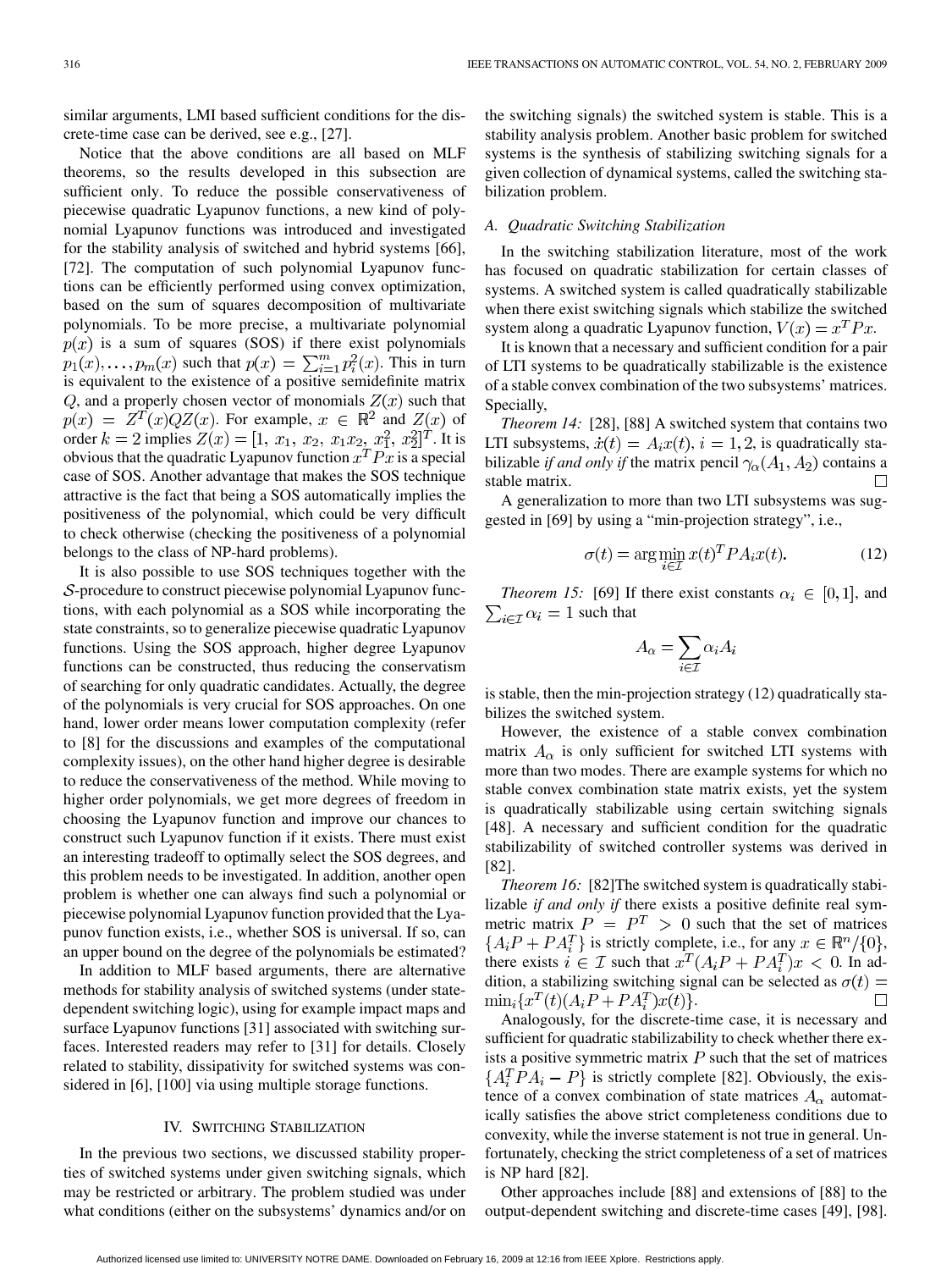similar arguments, LMI based sufficient conditions for the discrete-time case can be derived, see e.g., [27].

Notice that the above conditions are all based on MLF theorems, so the results developed in this subsection are sufficient only. To reduce the possible conservativeness of piecewise quadratic Lyapunov functions, a new kind of polynomial Lyapunov functions was introduced and investigated for the stability analysis of switched and hybrid systems [66], [72]. The computation of such polynomial Lyapunov functions can be efficiently performed using convex optimization, based on the sum of squares decomposition of multivariate polynomials. To be more precise, a multivariate polynomial $p(x)$ is a sum of squares (SOS) if there exist polynomials $p_1(x), \ldots, p_m(x)$ such that $p(x) = \sum_{i=1}^{m} p_i^2(x)$. This in turn is equivalent to the existence of a positive semidefinite matrix $Q$, and a properly chosen vector of monomials $Z(x)$ such that $p(x) = Z^T(x)QZ(x)$. For example, $x \in \mathbb{R}^2$ and $Z(x)$ of order $k = 2$ implies $Z(x) = [1,\ x_1,\ x_2,\ x_1x_2,\ x_1^2,\ x_2^2]^T$. It is obvious that the quadratic Lyapunov function $x^T Px$ is a special case of SOS. Another advantage that makes the SOS technique attractive is the fact that being a SOS automatically implies the positiveness of the polynomial, which could be very difficult to check otherwise (checking the positiveness of a polynomial belongs to the class of NP-hard problems).

It is also possible to use SOS techniques together with the $\mathcal{S}$-procedure to construct piecewise polynomial Lyapunov functions, with each polynomial as a SOS while incorporating the state constraints, so to generalize piecewise quadratic Lyapunov functions. Using the SOS approach, higher degree Lyapunov functions can be constructed, thus reducing the conservatism of searching for only quadratic candidates. Actually, the degree of the polynomials is very crucial for SOS approaches. On one hand, lower order means lower computation complexity (refer to [8] for the discussions and examples of the computational complexity issues), on the other hand higher degree is desirable to reduce the conservativeness of the method. While moving to higher order polynomials, we get more degrees of freedom in choosing the Lyapunov function and improve our chances to construct such Lyapunov function if it exists. There must exist an interesting tradeoff to optimally select the SOS degrees, and this problem needs to be investigated. In addition, another open problem is whether one can always find such a polynomial or piecewise polynomial Lyapunov function provided that the Lyapunov function exists, i.e., whether SOS is universal. If so, can an upper bound on the degree of the polynomials be estimated?

In addition to MLF based arguments, there are alternative methods for stability analysis of switched systems (under state-dependent switching logic), using for example impact maps and surface Lyapunov functions [31] associated with switching surfaces. Interested readers may refer to [31] for details. Closely related to stability, dissipativity for switched systems was considered in [6], [100] via using multiple storage functions.

## IV. Switching Stabilization

In the previous two sections, we discussed stability properties of switched systems under given switching signals, which may be restricted or arbitrary. The problem studied was under what conditions (either on the subsystems' dynamics and/or on the switching signals) the switched system is stable. This is a stability analysis problem. Another basic problem for switched systems is the synthesis of stabilizing switching signals for a given collection of dynamical systems, called the switching stabilization problem.

### A. Quadratic Switching Stabilization

In the switching stabilization literature, most of the work has focused on quadratic stabilization for certain classes of systems. A switched system is called quadratically stabilizable when there exist switching signals which stabilize the switched system along a quadratic Lyapunov function, $V(x) = x^T Px$.

It is known that a necessary and sufficient condition for a pair of LTI systems to be quadratically stabilizable is the existence of a stable convex combination of the two subsystems' matrices. Specially,

*Theorem 14:* [28], [88] A switched system that contains two LTI subsystems, $\dot{x}(t) = A_i x(t)$, $i = 1, 2$, is quadratically stabilizable *if and only if* the matrix pencil $\gamma_\alpha(A_1, A_2)$ contains a stable matrix. □

A generalization to more than two LTI subsystems was suggested in [69] by using a "min-projection strategy", i.e.,

$$\sigma(t) = \arg\min_{i \in \mathcal{I}} x(t)^T PA_i x(t). \tag{12}$$

*Theorem 15:* [69] If there exist constants $\alpha_i \in [0, 1]$, and $\sum_{i \in \mathcal{I}} \alpha_i = 1$ such that

$$A_\alpha = \sum_{i \in \mathcal{I}} \alpha_i A_i$$

is stable, then the min-projection strategy (12) quadratically stabilizes the switched system.

However, the existence of a stable convex combination matrix $A_\alpha$ is only sufficient for switched LTI systems with more than two modes. There are example systems for which no stable convex combination state matrix exists, yet the system is quadratically stabilizable using certain switching signals [48]. A necessary and sufficient condition for the quadratic stabilizability of switched controller systems was derived in [82].

*Theorem 16:* [82]The switched system is quadratically stabilizable *if and only if* there exists a positive definite real symmetric matrix $P = P^T > 0$ such that the set of matrices $\{A_i P + PA_i^T\}$ is strictly complete, i.e., for any $x \in \mathbb{R}^n / \{0\}$, there exists $i \in \mathcal{I}$ such that $x^T(A_i P + PA_i^T)x < 0$. In addition, a stabilizing switching signal can be selected as $\sigma(t) = \min_i \{x^T(t)(A_i P + PA_i^T)x(t)\}$. □

Analogously, for the discrete-time case, it is necessary and sufficient for quadratic stabilizability to check whether there exists a positive symmetric matrix $P$ such that the set of matrices $\{A_i^T PA_i - P\}$ is strictly complete [82]. Obviously, the existence of a convex combination of state matrices $A_\alpha$ automatically satisfies the above strict completeness conditions due to convexity, while the inverse statement is not true in general. Unfortunately, checking the strict completeness of a set of matrices is NP hard [82].

Other approaches include [88] and extensions of [88] to the output-dependent switching and discrete-time cases [49], [98].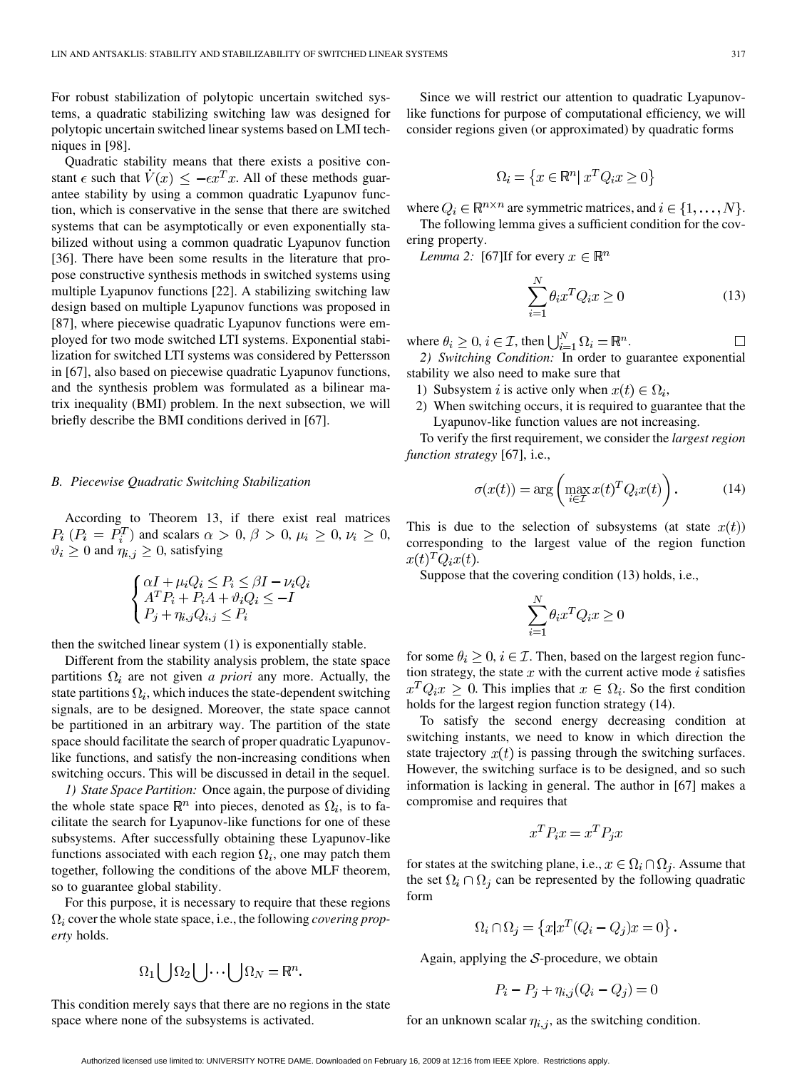For robust stabilization of polytopic uncertain switched systems, a quadratic stabilizing switching law was designed for polytopic uncertain switched linear systems based on LMI techniques in [98].

Quadratic stability means that there exists a positive constant $\epsilon$ such that $\dot{V}(x) \leq -\epsilon x^T x$. All of these methods guarantee stability by using a common quadratic Lyapunov function, which is conservative in the sense that there are switched systems that can be asymptotically or even exponentially stabilized without using a common quadratic Lyapunov function [36]. There have been some results in the literature that propose constructive synthesis methods in switched systems using multiple Lyapunov functions [22]. A stabilizing switching law design based on multiple Lyapunov functions was proposed in [87], where piecewise quadratic Lyapunov functions were employed for two mode switched LTI systems. Exponential stabilization for switched LTI systems was considered by Pettersson in [67], also based on piecewise quadratic Lyapunov functions, and the synthesis problem was formulated as a bilinear matrix inequality (BMI) problem. In the next subsection, we will briefly describe the BMI conditions derived in [67].

### B. Piecewise Quadratic Switching Stabilization

According to Theorem 13, if there exist real matrices $P_i$ ($P_i = P_i^T$) and scalars $\alpha > 0$, $\beta > 0$, $\mu_i \geq 0$, $\nu_i \geq 0$, $\vartheta_i \geq 0$ and $\eta_{i,j} \geq 0$, satisfying

$$\begin{cases} \alpha I + \mu_i Q_i \leq P_i \leq \beta I - \nu_i Q_i \\ A^T P_i + P_i A + \vartheta_i Q_i \leq -I \\ P_j + \eta_{i,j} Q_{i,j} \leq P_i \end{cases}$$

then the switched linear system (1) is exponentially stable.

Different from the stability analysis problem, the state space partitions $\Omega_i$ are not given *a priori* any more. Actually, the state partitions $\Omega_i$, which induces the state-dependent switching signals, are to be designed. Moreover, the state space cannot be partitioned in an arbitrary way. The partition of the state space should facilitate the search of proper quadratic Lyapunov-like functions, and satisfy the non-increasing conditions when switching occurs. This will be discussed in detail in the sequel.

*1) State Space Partition:* Once again, the purpose of dividing the whole state space $\mathbb{R}^n$ into pieces, denoted as $\Omega_i$, is to facilitate the search for Lyapunov-like functions for one of these subsystems. After successfully obtaining these Lyapunov-like functions associated with each region $\Omega_i$, one may patch them together, following the conditions of the above MLF theorem, so to guarantee global stability.

For this purpose, it is necessary to require that these regions $\Omega_i$ cover the whole state space, i.e., the following *covering property* holds.

$$\Omega_1 \bigcup \Omega_2 \bigcup \cdots \bigcup \Omega_N = \mathbb{R}^n.$$

This condition merely says that there are no regions in the state space where none of the subsystems is activated.

Since we will restrict our attention to quadratic Lyapunov-like functions for purpose of computational efficiency, we will consider regions given (or approximated) by quadratic forms

$$\Omega_i = \left\{ x \in \mathbb{R}^n | \, x^T Q_i x \geq 0 \right\}$$

where $Q_i \in \mathbb{R}^{n \times n}$ are symmetric matrices, and $i \in \{1, \ldots, N\}$.

The following lemma gives a sufficient condition for the covering property.

*Lemma 2:* [67]If for every $x \in \mathbb{R}^n$

$$\sum_{i=1}^{N} \theta_i x^T Q_i x \geq 0 \tag{13}$$

where $\theta_i \geq 0$, $i \in \mathcal{I}$, then $\bigcup_{i=1}^{N} \Omega_i = \mathbb{R}^n$. □

*2) Switching Condition:* In order to guarantee exponential stability we also need to make sure that

1) Subsystem $i$ is active only when $x(t) \in \Omega_i$,
2) When switching occurs, it is required to guarantee that the Lyapunov-like function values are not increasing.

To verify the first requirement, we consider the *largest region function strategy* [67], i.e.,

$$\sigma(x(t)) = \arg\left( \max_{i \in \mathcal{I}} x(t)^T Q_i x(t) \right). \tag{14}$$

This is due to the selection of subsystems (at state $x(t)$) corresponding to the largest value of the region function $x(t)^T Q_i x(t)$.

Suppose that the covering condition (13) holds, i.e.,

$$\sum_{i=1}^{N} \theta_i x^T Q_i x \geq 0$$

for some $\theta_i \geq 0$, $i \in \mathcal{I}$. Then, based on the largest region function strategy, the state $x$ with the current active mode $i$ satisfies $x^T Q_i x \geq 0$. This implies that $x \in \Omega_i$. So the first condition holds for the largest region function strategy (14).

To satisfy the second energy decreasing condition at switching instants, we need to know in which direction the state trajectory $x(t)$ is passing through the switching surfaces. However, the switching surface is to be designed, and so such information is lacking in general. The author in [67] makes a compromise and requires that

$$x^T P_i x = x^T P_j x$$

for states at the switching plane, i.e., $x \in \Omega_i \cap \Omega_j$. Assume that the set $\Omega_i \cap \Omega_j$ can be represented by the following quadratic form

$$\Omega_i \cap \Omega_j = \left\{ x | x^T (Q_i - Q_j) x = 0 \right\}.$$

Again, applying the $\mathcal{S}$-procedure, we obtain

$$P_i - P_j + \eta_{i,j}(Q_i - Q_j) = 0$$

for an unknown scalar $\eta_{i,j}$, as the switching condition.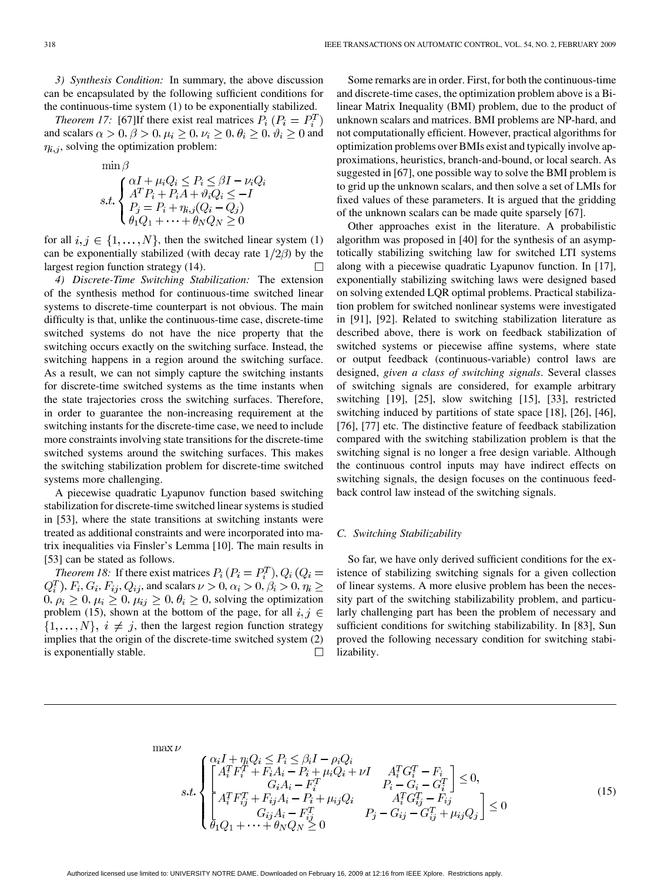*3) Synthesis Condition:* In summary, the above discussion can be encapsulated by the following sufficient conditions for the continuous-time system (1) to be exponentially stabilized.

*Theorem 17:* [67]If there exist real matrices $P_i\,(P_i = P_i^T)$ and scalars $\alpha > 0, \beta > 0, \mu_i \geq 0, \nu_i \geq 0, \theta_i \geq 0, \vartheta_i \geq 0$ and $\eta_{i,j}$, solving the optimization problem:

$$\min \beta$$
$$s.t. \begin{cases} \alpha I + \mu_i Q_i \leq P_i \leq \beta I - \nu_i Q_i \\ A^T P_i + P_i A + \vartheta_i Q_i \leq -I \\ P_j = P_i + \eta_{i,j}(Q_i - Q_j) \\ \theta_1 Q_1 + \cdots + \theta_N Q_N \geq 0 \end{cases}$$

for all $i, j \in \{1, \ldots, N\}$, then the switched linear system (1) can be exponentially stabilized (with decay rate $1/2\beta$) by the largest region function strategy (14). □

*4) Discrete-Time Switching Stabilization:* The extension of the synthesis method for continuous-time switched linear systems to discrete-time counterpart is not obvious. The main difficulty is that, unlike the continuous-time case, discrete-time switched systems do not have the nice property that the switching occurs exactly on the switching surface. Instead, the switching happens in a region around the switching surface. As a result, we can not simply capture the switching instants for discrete-time switched systems as the time instants when the state trajectories cross the switching surfaces. Therefore, in order to guarantee the non-increasing requirement at the switching instants for the discrete-time case, we need to include more constraints involving state transitions for the discrete-time switched systems around the switching surfaces. This makes the switching stabilization problem for discrete-time switched systems more challenging.

A piecewise quadratic Lyapunov function based switching stabilization for discrete-time switched linear systems is studied in [53], where the state transitions at switching instants were treated as additional constraints and were incorporated into matrix inequalities via Finsler's Lemma [10]. The main results in [53] can be stated as follows.

*Theorem 18:* If there exist matrices $P_i\,(P_i = P_i^T), Q_i\,(Q_i = Q_i^T), F_i, G_i, F_{ij}, Q_{ij}$, and scalars $\nu > 0, \alpha_i > 0, \beta_i > 0, \eta_i \geq 0, \rho_i \geq 0, \mu_i \geq 0, \mu_{ij} \geq 0, \theta_i \geq 0$, solving the optimization problem (15), shown at the bottom of the page, for all $i, j \in \{1, \ldots, N\}$, $i \neq j$, then the largest region function strategy implies that the origin of the discrete-time switched system (2) is exponentially stable. □

Some remarks are in order. First, for both the continuous-time and discrete-time cases, the optimization problem above is a Bilinear Matrix Inequality (BMI) problem, due to the product of unknown scalars and matrices. BMI problems are NP-hard, and not computationally efficient. However, practical algorithms for optimization problems over BMIs exist and typically involve approximations, heuristics, branch-and-bound, or local search. As suggested in [67], one possible way to solve the BMI problem is to grid up the unknown scalars, and then solve a set of LMIs for fixed values of these parameters. It is argued that the gridding of the unknown scalars can be made quite sparsely [67].

Other approaches exist in the literature. A probabilistic algorithm was proposed in [40] for the synthesis of an asymptotically stabilizing switching law for switched LTI systems along with a piecewise quadratic Lyapunov function. In [17], exponentially stabilizing switching laws were designed based on solving extended LQR optimal problems. Practical stabilization problem for switched nonlinear systems were investigated in [91], [92]. Related to switching stabilization literature as described above, there is work on feedback stabilization of switched systems or piecewise affine systems, where state or output feedback (continuous-variable) control laws are designed, *given a class of switching signals*. Several classes of switching signals are considered, for example arbitrary switching [19], [25], slow switching [15], [33], restricted switching induced by partitions of state space [18], [26], [46], [76], [77] etc. The distinctive feature of feedback stabilization compared with the switching stabilization problem is that the switching signal is no longer a free design variable. Although the continuous control inputs may have indirect effects on switching signals, the design focuses on the continuous feedback control law instead of the switching signals.

### C. Switching Stabilizability

So far, we have only derived sufficient conditions for the existence of stabilizing switching signals for a given collection of linear systems. A more elusive problem has been the necessity part of the switching stabilizability problem, and particularly challenging part has been the problem of necessary and sufficient conditions for switching stabilizability. In [83], Sun proved the following necessary condition for switching stabilizability.

$$\max \nu$$
$$s.t. \begin{cases} \alpha_i I + \eta_i Q_i \leq P_i \leq \beta_i I - \rho_i Q_i \\ \begin{bmatrix} A_i^T F_i^T + F_i A_i - P_i + \mu_i Q_i + \nu I & A_i^T G_i^T - F_i \\ G_i A_i - F_i^T & P_i - G_i - G_i^T \end{bmatrix} \leq 0, \\ \begin{bmatrix} A_i^T F_{ij}^T + F_{ij} A_i - P_i + \mu_{ij} Q_i & A_i^T G_{ij}^T - F_{ij} \\ G_{ij} A_i - F_{ij}^T & P_j - G_{ij} - G_{ij}^T + \mu_{ij} Q_j \end{bmatrix} \leq 0 \\ \theta_1 Q_1 + \cdots + \theta_N Q_N \geq 0 \end{cases} \tag{15}$$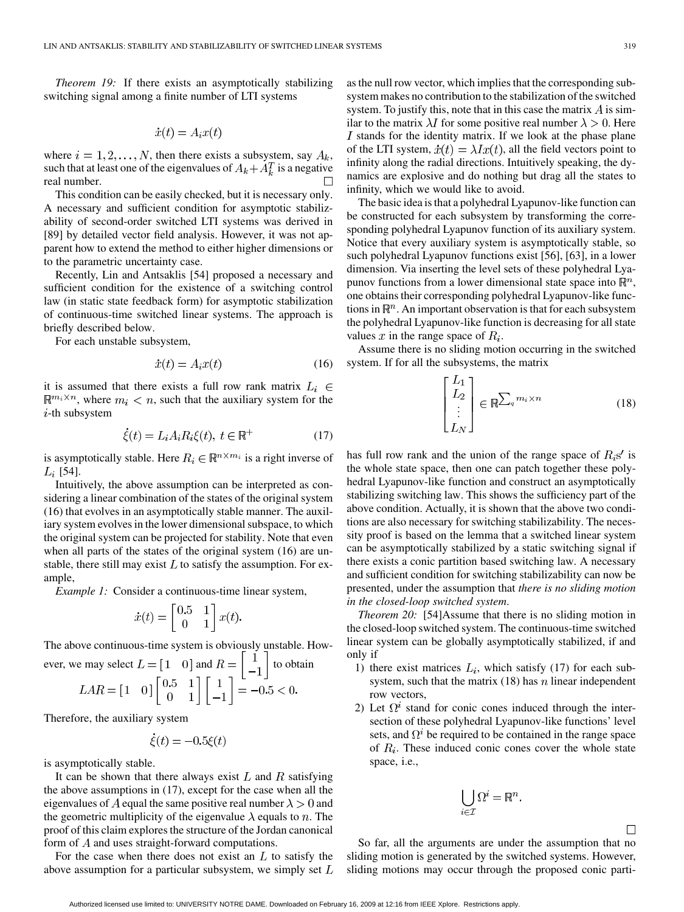*Theorem 19:* If there exists an asymptotically stabilizing switching signal among a finite number of LTI systems

$$\dot{x}(t) = A_i x(t)$$

where $i = 1, 2, \ldots, N$, then there exists a subsystem, say $A_k$, such that at least one of the eigenvalues of $A_k + A_k^T$ is a negative real number. □

This condition can be easily checked, but it is necessary only. A necessary and sufficient condition for asymptotic stabilizability of second-order switched LTI systems was derived in [89] by detailed vector field analysis. However, it was not apparent how to extend the method to either higher dimensions or to the parametric uncertainty case.

Recently, Lin and Antsaklis [54] proposed a necessary and sufficient condition for the existence of a switching control law (in static state feedback form) for asymptotic stabilization of continuous-time switched linear systems. The approach is briefly described below.

For each unstable subsystem,

$$\dot{x}(t) = A_i x(t) \tag{16}$$

it is assumed that there exists a full row rank matrix $L_i \in \mathbb{R}^{m_i \times n}$, where $m_i < n$, such that the auxiliary system for the $i$-th subsystem

$$\dot{\xi}(t) = L_i A_i R_i \xi(t),\ t \in \mathbb{R}^+ \tag{17}$$

is asymptotically stable. Here $R_i \in \mathbb{R}^{n \times m_i}$ is a right inverse of $L_i$ [54].

Intuitively, the above assumption can be interpreted as considering a linear combination of the states of the original system (16) that evolves in an asymptotically stable manner. The auxiliary system evolves in the lower dimensional subspace, to which the original system can be projected for stability. Note that even when all parts of the states of the original system (16) are unstable, there still may exist $L$ to satisfy the assumption. For example,

*Example 1:* Consider a continuous-time linear system,

$$\dot{x}(t) = \begin{bmatrix} 0.5 & 1 \\ 0 & 1 \end{bmatrix} x(t).$$

The above continuous-time system is obviously unstable. However, we may select $L = [1 \quad 0]$ and $R = \begin{bmatrix} 1 \\ -1 \end{bmatrix}$ to obtain

$$LAR = [1 \quad 0] \begin{bmatrix} 0.5 & 1 \\ 0 & 1 \end{bmatrix} \begin{bmatrix} 1 \\ -1 \end{bmatrix} = -0.5 < 0.$$

Therefore, the auxiliary system

$$\dot{\xi}(t) = -0.5\xi(t)$$

is asymptotically stable.

It can be shown that there always exist $L$ and $R$ satisfying the above assumptions in (17), except for the case when all the eigenvalues of $A$ equal the same positive real number $\lambda > 0$ and the geometric multiplicity of the eigenvalue $\lambda$ equals to $n$. The proof of this claim explores the structure of the Jordan canonical form of $A$ and uses straight-forward computations.

For the case when there does not exist an $L$ to satisfy the above assumption for a particular subsystem, we simply set $L$ as the null row vector, which implies that the corresponding subsystem makes no contribution to the stabilization of the switched system. To justify this, note that in this case the matrix $A$ is similar to the matrix $\lambda I$ for some positive real number $\lambda > 0$. Here $I$ stands for the identity matrix. If we look at the phase plane of the LTI system, $\dot{x}(t) = \lambda I x(t)$, all the field vectors point to infinity along the radial directions. Intuitively speaking, the dynamics are explosive and do nothing but drag all the states to infinity, which we would like to avoid.

The basic idea is that a polyhedral Lyapunov-like function can be constructed for each subsystem by transforming the corresponding polyhedral Lyapunov function of its auxiliary system. Notice that every auxiliary system is asymptotically stable, so such polyhedral Lyapunov functions exist [56], [63], in a lower dimension. Via inserting the level sets of these polyhedral Lyapunov functions from a lower dimensional state space into $\mathbb{R}^n$, one obtains their corresponding polyhedral Lyapunov-like functions in $\mathbb{R}^n$. An important observation is that for each subsystem the polyhedral Lyapunov-like function is decreasing for all state values $x$ in the range space of $R_i$.

Assume there is no sliding motion occurring in the switched system. If for all the subsystems, the matrix

$$\begin{bmatrix} L_1 \\ L_2 \\ \vdots \\ L_N \end{bmatrix} \in \mathbb{R}^{\sum_q m_i \times n} \tag{18}$$

has full row rank and the union of the range space of $R_i$s' is the whole state space, then one can patch together these polyhedral Lyapunov-like function and construct an asymptotically stabilizing switching law. This shows the sufficiency part of the above condition. Actually, it is shown that the above two conditions are also necessary for switching stabilizability. The necessity proof is based on the lemma that a switched linear system can be asymptotically stabilized by a static switching signal if there exists a conic partition based switching law. A necessary and sufficient condition for switching stabilizability can now be presented, under the assumption that *there is no sliding motion in the closed-loop switched system.*

*Theorem 20:* [54]Assume that there is no sliding motion in the closed-loop switched system. The continuous-time switched linear system can be globally asymptotically stabilized, if and only if

1) there exist matrices $L_i$, which satisfy (17) for each subsystem, such that the matrix (18) has $n$ linear independent row vectors,
2) Let $\Omega^i$ stand for conic cones induced through the intersection of these polyhedral Lyapunov-like functions' level sets, and $\Omega^i$ be required to be contained in the range space of $R_i$. These induced conic cones cover the whole state space, i.e.,

$$\bigcup_{i \in \mathcal{I}} \Omega^i = \mathbb{R}^n.$$

□

So far, all the arguments are under the assumption that no sliding motion is generated by the switched systems. However, sliding motions may occur through the proposed conic parti-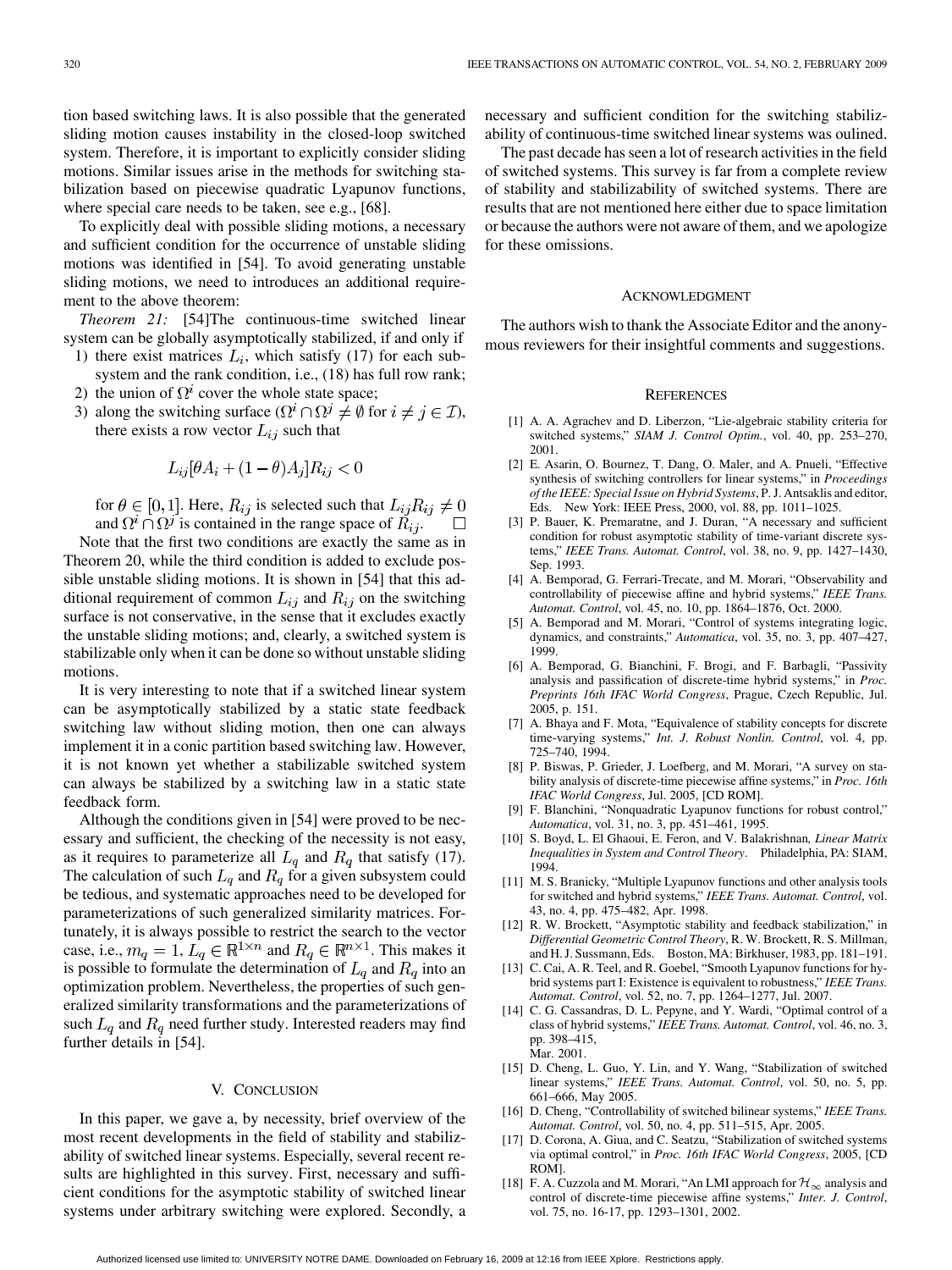tion based switching laws. It is also possible that the generated sliding motion causes instability in the closed-loop switched system. Therefore, it is important to explicitly consider sliding motions. Similar issues arise in the methods for switching stabilization based on piecewise quadratic Lyapunov functions, where special care needs to be taken, see e.g., [68].

To explicitly deal with possible sliding motions, a necessary and sufficient condition for the occurrence of unstable sliding motions was identified in [54]. To avoid generating unstable sliding motions, we need to introduces an additional requirement to the above theorem:

*Theorem 21:* [54]The continuous-time switched linear system can be globally asymptotically stabilized, if and only if

1) there exist matrices $L_i$, which satisfy (17) for each subsystem and the rank condition, i.e., (18) has full row rank;
2) the union of $\Omega^i$ cover the whole state space;
3) along the switching surface ($\Omega^i \cap \Omega^j \neq \emptyset$ for $i \neq j \in \mathcal{I}$), there exists a row vector $L_{ij}$ such that

$$L_{ij}[\theta A_i + (1-\theta)A_j]R_{ij} < 0$$

for $\theta \in [0,1]$. Here, $R_{ij}$ is selected such that $L_{ij}R_{ij} \neq 0$ and $\Omega^i \cap \Omega^j$ is contained in the range space of $R_{ij}$. □

Note that the first two conditions are exactly the same as in Theorem 20, while the third condition is added to exclude possible unstable sliding motions. It is shown in [54] that this additional requirement of common $L_{ij}$ and $R_{ij}$ on the switching surface is not conservative, in the sense that it excludes exactly the unstable sliding motions; and, clearly, a switched system is stabilizable only when it can be done so without unstable sliding motions.

It is very interesting to note that if a switched linear system can be asymptotically stabilized by a static state feedback switching law without sliding motion, then one can always implement it in a conic partition based switching law. However, it is not known yet whether a stabilizable switched system can always be stabilized by a switching law in a static state feedback form.

Although the conditions given in [54] were proved to be necessary and sufficient, the checking of the necessity is not easy, as it requires to parameterize all $L_q$ and $R_q$ that satisfy (17). The calculation of such $L_q$ and $R_q$ for a given subsystem could be tedious, and systematic approaches need to be developed for parameterizations of such generalized similarity matrices. Fortunately, it is always possible to restrict the search to the vector case, i.e., $m_q = 1$, $L_q \in \mathbb{R}^{1\times n}$ and $R_q \in \mathbb{R}^{n\times 1}$. This makes it is possible to formulate the determination of $L_q$ and $R_q$ into an optimization problem. Nevertheless, the properties of such generalized similarity transformations and the parameterizations of such $L_q$ and $R_q$ need further study. Interested readers may find further details in [54].

## V. Conclusion

In this paper, we gave a, by necessity, brief overview of the most recent developments in the field of stability and stabilizability of switched linear systems. Especially, several recent results are highlighted in this survey. First, necessary and sufficient conditions for the asymptotic stability of switched linear systems under arbitrary switching were explored. Secondly, a necessary and sufficient condition for the switching stabilizability of continuous-time switched linear systems was oulined.

The past decade has seen a lot of research activities in the field of switched systems. This survey is far from a complete review of stability and stabilizability of switched systems. There are results that are not mentioned here either due to space limitation or because the authors were not aware of them, and we apologize for these omissions.

## Acknowledgment

The authors wish to thank the Associate Editor and the anonymous reviewers for their insightful comments and suggestions.

## References

[1] A. A. Agrachev and D. Liberzon, "Lie-algebraic stability criteria for switched systems," *SIAM J. Control Optim.*, vol. 40, pp. 253–270, 2001.

[2] E. Asarin, O. Bournez, T. Dang, O. Maler, and A. Pnueli, "Effective synthesis of switching controllers for linear systems," in *Proceedings of the IEEE: Special Issue on Hybrid Systems*, P. J. Antsaklis and editor, Eds. New York: IEEE Press, 2000, vol. 88, pp. 1011–1025.

[3] P. Bauer, K. Premaratne, and J. Duran, "A necessary and sufficient condition for robust asymptotic stability of time-variant discrete systems," *IEEE Trans. Automat. Control*, vol. 38, no. 9, pp. 1427–1430, Sep. 1993.

[4] A. Bemporad, G. Ferrari-Trecate, and M. Morari, "Observability and controllability of piecewise affine and hybrid systems," *IEEE Trans. Automat. Control*, vol. 45, no. 10, pp. 1864–1876, Oct. 2000.

[5] A. Bemporad and M. Morari, "Control of systems integrating logic, dynamics, and constraints," *Automatica*, vol. 35, no. 3, pp. 407–427, 1999.

[6] A. Bemporad, G. Bianchini, F. Brogi, and F. Barbagli, "Passivity analysis and passification of discrete-time hybrid systems," in *Proc. Preprints 16th IFAC World Congress*, Prague, Czech Republic, Jul. 2005, p. 151.

[7] A. Bhaya and F. Mota, "Equivalence of stability concepts for discrete time-varying systems," *Int. J. Robust Nonlin. Control*, vol. 4, pp. 725–740, 1994.

[8] P. Biswas, P. Grieder, J. Loefberg, and M. Morari, "A survey on stability analysis of discrete-time piecewise affine systems," in *Proc. 16th IFAC World Congress*, Jul. 2005, [CD ROM].

[9] F. Blanchini, "Nonquadratic Lyapunov functions for robust control," *Automatica*, vol. 31, no. 3, pp. 451–461, 1995.

[10] S. Boyd, L. El Ghaoui, E. Feron, and V. Balakrishnan, *Linear Matrix Inequalities in System and Control Theory*. Philadelphia, PA: SIAM, 1994.

[11] M. S. Branicky, "Multiple Lyapunov functions and other analysis tools for switched and hybrid systems," *IEEE Trans. Automat. Control*, vol. 43, no. 4, pp. 475–482, Apr. 1998.

[12] R. W. Brockett, "Asymptotic stability and feedback stabilization," in *Differential Geometric Control Theory*, R. W. Brockett, R. S. Millman, and H. J. Sussmann, Eds. Boston, MA: Birkhuser, 1983, pp. 181–191.

[13] C. Cai, A. R. Teel, and R. Goebel, "Smooth Lyapunov functions for hybrid systems part I: Existence is equivalent to robustness," *IEEE Trans. Automat. Control*, vol. 52, no. 7, pp. 1264–1277, Jul. 2007.

[14] C. G. Cassandras, D. L. Pepyne, and Y. Wardi, "Optimal control of a class of hybrid systems," *IEEE Trans. Automat. Control*, vol. 46, no. 3, pp. 398–415, Mar. 2001.

[15] D. Cheng, L. Guo, Y. Lin, and Y. Wang, "Stabilization of switched linear systems," *IEEE Trans. Automat. Control*, vol. 50, no. 5, pp. 661–666, May 2005.

[16] D. Cheng, "Controllability of switched bilinear systems," *IEEE Trans. Automat. Control*, vol. 50, no. 4, pp. 511–515, Apr. 2005.

[17] D. Corona, A. Giua, and C. Seatzu, "Stabilization of switched systems via optimal control," in *Proc. 16th IFAC World Congress*, 2005, [CD ROM].

[18] F. A. Cuzzola and M. Morari, "An LMI approach for $\mathcal{H}_\infty$ analysis and control of discrete-time piecewise affine systems," *Inter. J. Control*, vol. 75, no. 16-17, pp. 1293–1301, 2002.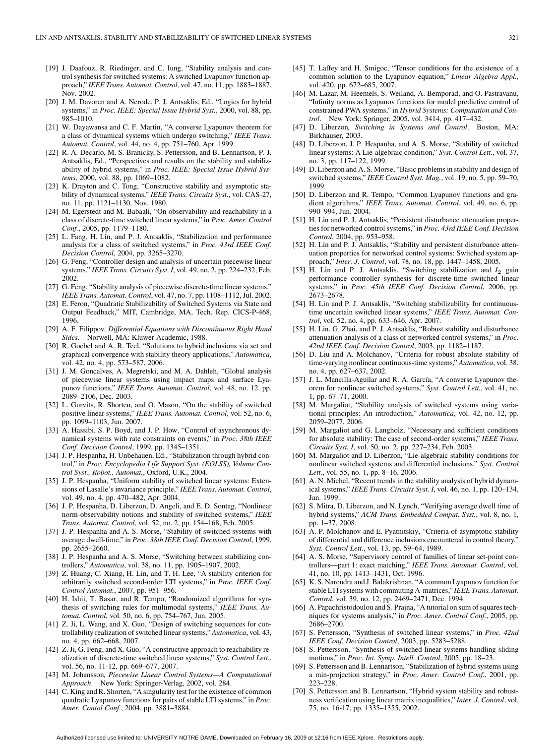[19] J. Daafouz, R. Riedinger, and C. Iung, "Stability analysis and control synthesis for switched systems: A switched Lyapunov function approach," *IEEE Trans. Automat. Control*, vol. 47, no. 11, pp. 1883–1887, Nov. 2002.

[20] J. M. Davoren and A. Nerode, P. J. Antsaklis, Ed., "Logics for hybrid systems," in *Proc. IEEE: Special Issue Hybrid Syst.*, 2000, vol. 88, pp. 985–1010.

[21] W. Dayawansa and C. F. Martin, "A converse Lyapunov theorem for a class of dynamical systems which undergo switching," *IEEE Trans. Automat. Control*, vol. 44, no. 4, pp. 751–760, Apr. 1999.

[22] R. A. Decarlo, M. S. Branicky, S. Pettersson, and B. Lennartson, P. J. Antsaklis, Ed., "Perspectives and results on the stability and stabilizability of hybrid systems," in *Proc. IEEE: Special Issue Hybrid Systems*, 2000, vol. 88, pp. 1069–1082.

[23] K. Drayton and C. Tong, "Constructive stability and asymptotic stability of dynamical systems," *IEEE Trans. Circuits Syst.*, vol. CAS-27, no. 11, pp. 1121–1130, Nov. 1980.

[24] M. Egerstedt and M. Babaali, "On observability and reachability in a class of discrete-time switched linear systems," in *Proc. Amer. Control Conf.*, 2005, pp. 1179–1180.

[25] L. Fang, H. Lin, and P. J. Antsaklis, "Stabilization and performance analysis for a class of switched systems," in *Proc. 43rd IEEE Conf. Decision Control*, 2004, pp. 3265–3270.

[26] G. Feng, "Controller design and analysis of uncertain piecewise linear systems," *IEEE Trans. Circuits Syst. I*, vol. 49, no. 2, pp. 224–232, Feb. 2002.

[27] G. Feng, "Stability analysis of piecewise discrete-time linear systems," *IEEE Trans. Automat. Control*, vol. 47, no. 7, pp. 1108–1112, Jul. 2002.

[28] E. Feron, "Quadratic Stabilizability of Switched Systems via State and Output Feedback," MIT, Cambridge, MA, Tech. Rep. CICS-P-468, 1996.

[29] A. F. Filippov, *Differential Equations with Discontinuous Right Hand Sides*. Norwell, MA: Kluwer Academic, 1988.

[30] R. Goebel and A. R. Teel, "Solutions to hybrid inclusions via set and graphical convergence with stability theory applications," *Automatica*, vol. 42, no. 4, pp. 573–587, 2006.

[31] J. M. Goncalves, A. Megretski, and M. A. Dahleh, "Global analysis of piecewise linear systems using impact maps and surface Lyapunov functions," *IEEE Trans. Automat. Control*, vol. 48, no. 12, pp. 2089–2106, Dec. 2003.

[32] L. Gurvits, R. Shorten, and O. Mason, "On the stability of switched positive linear systems," *IEEE Trans. Automat. Control*, vol. 52, no. 6, pp. 1099–1103, Jun. 2007.

[33] A. Hassibi, S. P. Boyd, and J. P. How, "Control of asynchronous dynamical systems with rate constraints on events," in *Proc. 38th IEEE Conf. Decision Control*, 1999, pp. 1345–1351.

[34] J. P. Hespanha, H. Unbehauen, Ed., "Stabilization through hybrid control," in *Proc. Encyclopedia Life Support Syst. (EOLSS), Volume Control Syst., Robot., Automat.*, Oxford, U.K., 2004.

[35] J. P. Hespanha, "Uniform stability of switched linear systems: Extensions of Lasalle's invariance principle," *IEEE Trans. Automat. Control*, vol. 49, no. 4, pp. 470–482, Apr. 2004.

[36] J. P. Hespanha, D. Liberzon, D. Angeli, and E. D. Sontag, "Nonlinear norm-observability notions and stability of switched systems," *IEEE Trans. Automat. Control*, vol. 52, no. 2, pp. 154–168, Feb. 2005.

[37] J. P. Hespanha and A. S. Morse, "Stability of switched systems with average dwell-time," in *Proc. 38th IEEE Conf. Decision Control*, 1999, pp. 2655–2660.

[38] J. P. Hespanha and A. S. Morse, "Switching between stabilizing controllers," *Automatica*, vol. 38, no. 11, pp. 1905–1907, 2002.

[39] Z. Huang, C. Xiang, H. Lin, and T. H. Lee, "A stability criterion for arbitrarily switched second-order LTI systems," in *Proc. IEEE Conf. Control Automat.*, 2007, pp. 951–956.

[40] H. Ishii, T. Basar, and R. Tempo, "Randomized algorithms for synthesis of switching rules for multimodal systems," *IEEE Trans. Automat. Control*, vol. 50, no. 6, pp. 754–767, Jun. 2005.

[41] Z. Ji, L. Wang, and X. Guo, "Design of switching sequences for controllability realization of switched linear systems," *Automatica*, vol. 43, no. 4, pp. 662–668, 2007.

[42] Z. Ji, G. Feng, and X. Guo, "A constructive approach to reachability realization of discrete-time switched linear systems," *Syst. Control Lett.*, vol. 56, no. 11-12, pp. 669–677, 2007.

[43] M. Johansson, *Piecewise Linear Control Systems—A Computational Approach*. New York: Springer-Verlag, 2002, vol. 284.

[44] C. King and R. Shorten, "A singularity test for the existence of common quadratic Lyapunov functions for pairs of stable LTI systems," in *Proc. Amer. Contol Conf.*, 2004, pp. 3881–3884.

[45] T. Laffey and H. Smigoc, "Tensor conditions for the existence of a common solution to the Lyapunov equation," *Linear Algebra Appl.*, vol. 420, pp. 672–685, 2007.

[46] M. Lazar, M. Heemels, S. Weiland, A. Bemporad, and O. Pastravanu, "Infinity norms as Lyapunov functions for model predictive control of constrained PWA systems," in *Hybrid Systems: Computation and Control*. New York: Springer, 2005, vol. 3414, pp. 417–432.

[47] D. Liberzon, *Switching in Systems and Control*. Boston, MA: Birkhauser, 2003.

[48] D. Liberzon, J. P. Hespanha, and A. S. Morse, "Stability of switched linear systems: A Lie-algebraic condition," *Syst. Control Lett.*, vol. 37, no. 3, pp. 117–122, 1999.

[49] D. Liberzon and A. S. Morse, "Basic problems in stability and design of switched systems," *IEEE Control Syst. Mag.*, vol. 19, no. 5, pp. 59–70, 1999.

[50] D. Liberzon and R. Tempo, "Common Lyapunov functions and gradient algorithms," *IEEE Trans. Automat. Control*, vol. 49, no. 6, pp. 990–994, Jun. 2004.

[51] H. Lin and P. J. Antsaklis, "Persistent disturbance attenuation properties for networked control systems," in *Proc. 43rd IEEE Conf. Decision Control*, 2004, pp. 953–958.

[52] H. Lin and P. J. Antsaklis, "Stability and persistent disturbance attenuation properties for networked control systems: Switched system approach," *Inter. J. Control*, vol. 78, no. 18, pp. 1447–1458, 2005.

[53] H. Lin and P. J. Antsaklis, "Switching stabilization and $l_2$ gain performance controller synthesis for discrete-time switched linear systems," in *Proc. 45th IEEE Conf. Decision Control*, 2006, pp. 2673–2678.

[54] H. Lin and P. J. Antsaklis, "Switching stabilizability for continuous-time uncertain switched linear systems," *IEEE Trans. Automat. Control*, vol. 52, no. 4, pp. 633–646, Apr. 2007.

[55] H. Lin, G. Zhai, and P. J. Antsaklis, "Robust stability and disturbance attenuation analysis of a class of networked control systems," in *Proc. 42nd IEEE Conf. Decision Control*, 2003, pp. 1182–1187.

[56] D. Liu and A. Molchanov, "Criteria for robust absolute stability of time-varying nonlinear continuous-time systems," *Automatica*, vol. 38, no. 4, pp. 627–637, 2002.

[57] J. L. Mancilla-Aguilar and R. A. García, "A converse Lyapunov theorem for nonlinear switched systems," *Syst. Control Lett.*, vol. 41, no. 1, pp. 67–71, 2000.

[58] M. Margaliot, "Stability analysis of switched systems using variational principles: An introduction," *Automatica*, vol. 42, no. 12, pp. 2059–2077, 2006.

[59] M. Margaliot and G. Langholz, "Necessary and sufficient conditions for absolute stability: The case of second-order systems," *IEEE Trans. Circuits Syst. I*, vol. 50, no. 2, pp. 227–234, Feb. 2003.

[60] M. Margaliot and D. Liberzon, "Lie-algebraic stability conditions for nonlinear switched systems and differential inclusions," *Syst. Control Lett.*, vol. 55, no. 1, pp. 8–16, 2006.

[61] A. N. Michel, "Recent trends in the stability analysis of hybrid dynamical systems," *IEEE Trans. Circuits Syst. I*, vol. 46, no. 1, pp. 120–134, Jan. 1999.

[62] S. Mitra, D. Liberzon, and N. Lynch, "Verifying average dwell time of hybrid systems," *ACM Trans. Embedded Comput. Syst.*, vol. 8, no. 1, pp. 1–37, 2008.

[63] A. P. Molchanov and E. Pyatnitskiy, "Criteria of asymptotic stability of differential and difference inclusions encountered in control theory," *Syst. Control Lett.*, vol. 13, pp. 59–64, 1989.

[64] A. S. Morse, "Supervisory control of families of linear set-point controllers—part 1: exact matching," *IEEE Trans. Automat. Control*, vol. 41, no. 10, pp. 1413–1431, Oct. 1996.

[65] K. S. Narendra and J. Balakrishnan, "A common Lyapunov function for stable LTI systems with commuting A-matrices," *IEEE Trans. Automat. Control*, vol. 39, no. 12, pp. 2469–2471, Dec. 1994.

[66] A. Papachristodoulou and S. Prajna, "A tutorial on sum of squares techniques for systems analysis," in *Proc. Amer. Control Conf.*, 2005, pp. 2686–2700.

[67] S. Pettersson, "Synthesis of switched linear systems," in *Proc. 42nd IEEE Conf. Decision Control*, 2003, pp. 5283–5288.

[68] S. Pettersson, "Synthesis of switched linear systems handling sliding motions," in *Proc. Int. Symp. Intell. Control*, 2005, pp. 18–23.

[69] S. Pettersson and B. Lennartson, "Stabilization of hybrid systems using a min-projection strategy," in *Proc. Amer. Control Conf.*, 2001, pp. 223–228.

[70] S. Pettersson and B. Lennartson, "Hybrid system stability and robustness verification using linear matrix inequalities," *Inter. J. Control*, vol. 75, no. 16-17, pp. 1335–1355, 2002.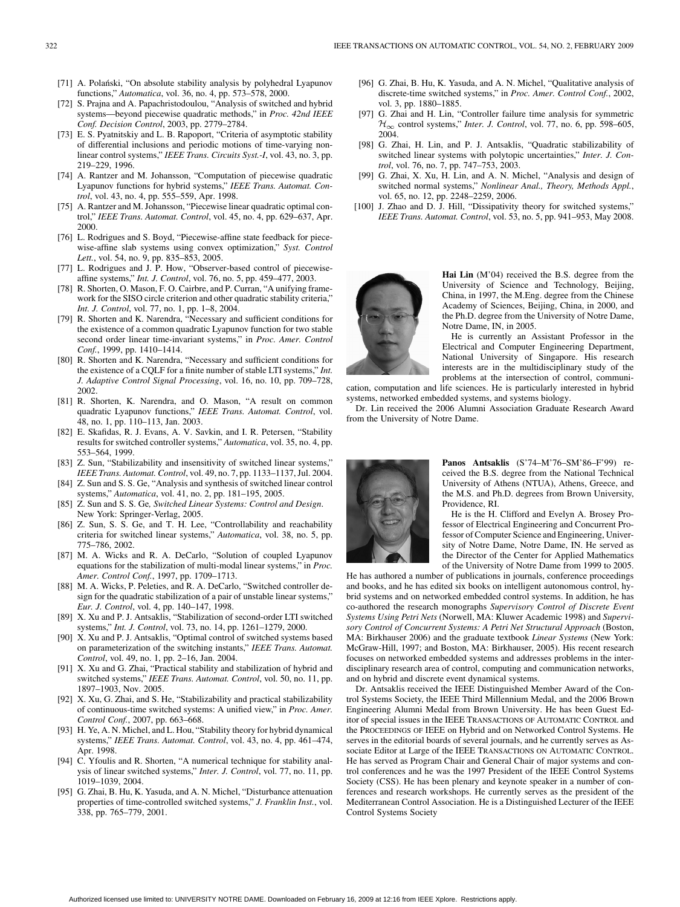[71] A. Polański, "On absolute stability analysis by polyhedral Lyapunov functions," *Automatica*, vol. 36, no. 4, pp. 573–578, 2000.

[72] S. Prajna and A. Papachristodoulou, "Analysis of switched and hybrid systems—beyond piecewise quadratic methods," in *Proc. 42nd IEEE Conf. Decision Control*, 2003, pp. 2779–2784.

[73] E. S. Pyatnitskiy and L. B. Rapoport, "Criteria of asymptotic stability of differential inclusions and periodic motions of time-varying nonlinear control systems," *IEEE Trans. Circuits Syst.-I*, vol. 43, no. 3, pp. 219–229, 1996.

[74] A. Rantzer and M. Johansson, "Computation of piecewise quadratic Lyapunov functions for hybrid systems," *IEEE Trans. Automat. Control*, vol. 43, no. 4, pp. 555–559, Apr. 1998.

[75] A. Rantzer and M. Johansson, "Piecewise linear quadratic optimal control," *IEEE Trans. Automat. Control*, vol. 45, no. 4, pp. 629–637, Apr. 2000.

[76] L. Rodrigues and S. Boyd, "Piecewise-affine state feedback for piecewise-affine slab systems using convex optimization," *Syst. Control Lett.*, vol. 54, no. 9, pp. 835–853, 2005.

[77] L. Rodrigues and J. P. How, "Observer-based control of piecewise-affine systems," *Int. J. Control*, vol. 76, no. 5, pp. 459–477, 2003.

[78] R. Shorten, O. Mason, F. O. Cairbre, and P. Curran, "A unifying framework for the SISO circle criterion and other quadratic stability criteria," *Int. J. Control*, vol. 77, no. 1, pp. 1–8, 2004.

[79] R. Shorten and K. Narendra, "Necessary and sufficient conditions for the existence of a common quadratic Lyapunov function for two stable second order linear time-invariant systems," in *Proc. Amer. Control Conf.*, 1999, pp. 1410–1414.

[80] R. Shorten and K. Narendra, "Necessary and sufficient conditions for the existence of a CQLF for a finite number of stable LTI systems," *Int. J. Adaptive Control Signal Processing*, vol. 16, no. 10, pp. 709–728, 2002.

[81] R. Shorten, K. Narendra, and O. Mason, "A result on common quadratic Lyapunov functions," *IEEE Trans. Automat. Control*, vol. 48, no. 1, pp. 110–113, Jan. 2003.

[82] E. Skafidas, R. J. Evans, A. V. Savkin, and I. R. Petersen, "Stability results for switched controller systems," *Automatica*, vol. 35, no. 4, pp. 553–564, 1999.

[83] Z. Sun, "Stabilizability and insensitivity of switched linear systems," *IEEE Trans. Automat. Control*, vol. 49, no. 7, pp. 1133–1137, Jul. 2004.

[84] Z. Sun and S. S. Ge, "Analysis and synthesis of switched linear control systems," *Automatica*, vol. 41, no. 2, pp. 181–195, 2005.

[85] Z. Sun and S. S. Ge*, Switched Linear Systems: Control and Design*. New York: Springer-Verlag, 2005.

[86] Z. Sun, S. S. Ge, and T. H. Lee, "Controllability and reachability criteria for switched linear systems," *Automatica*, vol. 38, no. 5, pp. 775–786, 2002.

[87] M. A. Wicks and R. A. DeCarlo, "Solution of coupled Lyapunov equations for the stabilization of multi-modal linear systems," in *Proc. Amer. Control Conf.*, 1997, pp. 1709–1713.

[88] M. A. Wicks, P. Peleties, and R. A. DeCarlo, "Switched controller design for the quadratic stabilization of a pair of unstable linear systems," *Eur. J. Control*, vol. 4, pp. 140–147, 1998.

[89] X. Xu and P. J. Antsaklis, "Stabilization of second-order LTI switched systems," *Int. J. Control*, vol. 73, no. 14, pp. 1261–1279, 2000.

[90] X. Xu and P. J. Antsaklis, "Optimal control of switched systems based on parameterization of the switching instants," *IEEE Trans. Automat. Control*, vol. 49, no. 1, pp. 2–16, Jan. 2004.

[91] X. Xu and G. Zhai, "Practical stability and stabilization of hybrid and switched systems," *IEEE Trans. Automat. Control*, vol. 50, no. 11, pp. 1897–1903, Nov. 2005.

[92] X. Xu, G. Zhai, and S. He, "Stabilizability and practical stabilizability of continuous-time switched systems: A unified view," in *Proc. Amer. Control Conf.*, 2007, pp. 663–668.

[93] H. Ye, A. N. Michel, and L. Hou, "Stability theory for hybrid dynamical systems," *IEEE Trans. Automat. Control*, vol. 43, no. 4, pp. 461–474, Apr. 1998.

[94] C. Yfoulis and R. Shorten, "A numerical technique for stability analysis of linear switched systems," *Inter. J. Control*, vol. 77, no. 11, pp. 1019–1039, 2004.

[95] G. Zhai, B. Hu, K. Yasuda, and A. N. Michel, "Disturbance attenuation properties of time-controlled switched systems," *J. Franklin Inst.*, vol. 338, pp. 765–779, 2001.

[96] G. Zhai, B. Hu, K. Yasuda, and A. N. Michel, "Qualitative analysis of discrete-time switched systems," in *Proc. Amer. Control Conf.*, 2002, vol. 3, pp. 1880–1885.

[97] G. Zhai and H. Lin, "Controller failure time analysis for symmetric $\mathcal{H}_\infty$ control systems," *Inter. J. Control*, vol. 77, no. 6, pp. 598–605, 2004.

[98] G. Zhai, H. Lin, and P. J. Antsaklis, "Quadratic stabilizability of switched linear systems with polytopic uncertainties," *Inter. J. Control*, vol. 76, no. 7, pp. 747–753, 2003.

[99] G. Zhai, X. Xu, H. Lin, and A. N. Michel, "Analysis and design of switched normal systems," *Nonlinear Anal., Theory, Methods Appl.*, vol. 65, no. 12, pp. 2248–2259, 2006.

[100] J. Zhao and D. J. Hill, "Dissipativity theory for switched systems," *IEEE Trans. Automat. Control*, vol. 53, no. 5, pp. 941–953, May 2008.

**Hai Lin** (M'04) received the B.S. degree from the University of Science and Technology, Beijing, China, in 1997, the M.Eng. degree from the Chinese Academy of Sciences, Beijing, China, in 2000, and the Ph.D. degree from the University of Notre Dame, Notre Dame, IN, in 2005.

He is currently an Assistant Professor in the Electrical and Computer Engineering Department, National University of Singapore. His research interests are in the multidisciplinary study of the problems at the intersection of control, communication, computation and life sciences. He is particularly interested in hybrid systems, networked embedded systems, and systems biology.

Dr. Lin received the 2006 Alumni Association Graduate Research Award from the University of Notre Dame.

**Panos Antsaklis** (S'74–M'76–SM'86–F'99) received the B.S. degree from the National Technical University of Athens (NTUA), Athens, Greece, and the M.S. and Ph.D. degrees from Brown University, Providence, RI.

He is the H. Clifford and Evelyn A. Brosey Professor of Electrical Engineering and Concurrent Professor of Computer Science and Engineering, University of Notre Dame, Notre Dame, IN. He served as the Director of the Center for Applied Mathematics of the University of Notre Dame from 1999 to 2005. He has authored a number of publications in journals, conference proceedings and books, and he has edited six books on intelligent autonomous control, hybrid systems and on networked embedded control systems. In addition, he has co-authored the research monographs *Supervisory Control of Discrete Event Systems Using Petri Nets* (Norwell, MA: Kluwer Academic 1998) and *Supervisory Control of Concurrent Systems: A Petri Net Structural Approach* (Boston, MA: Birkhauser 2006) and the graduate textbook *Linear Systems* (New York: McGraw-Hill, 1997; and Boston, MA: Birkhauser, 2005). His recent research focuses on networked embedded systems and addresses problems in the interdisciplinary research area of control, computing and communication networks, and on hybrid and discrete event dynamical systems.

Dr. Antsaklis received the IEEE Distinguished Member Award of the Control Systems Society, the IEEE Third Millennium Medal, and the 2006 Brown Engineering Alumni Medal from Brown University. He has been Guest Editor of special issues in the IEEE TRANSACTIONS OF AUTOMATIC CONTROL and the PROCEEDINGS OF IEEE on Hybrid and on Networked Control Systems. He serves in the editorial boards of several journals, and he currently serves as Associate Editor at Large of the IEEE TRANSACTIONS ON AUTOMATIC CONTROL. He has served as Program Chair and General Chair of major systems and control conferences and he was the 1997 President of the IEEE Control Systems Society (CSS). He has been plenary and keynote speaker in a number of conferences and research workshops. He currently serves as the president of the Mediterranean Control Association. He is a Distinguished Lecturer of the IEEE Control Systems Society